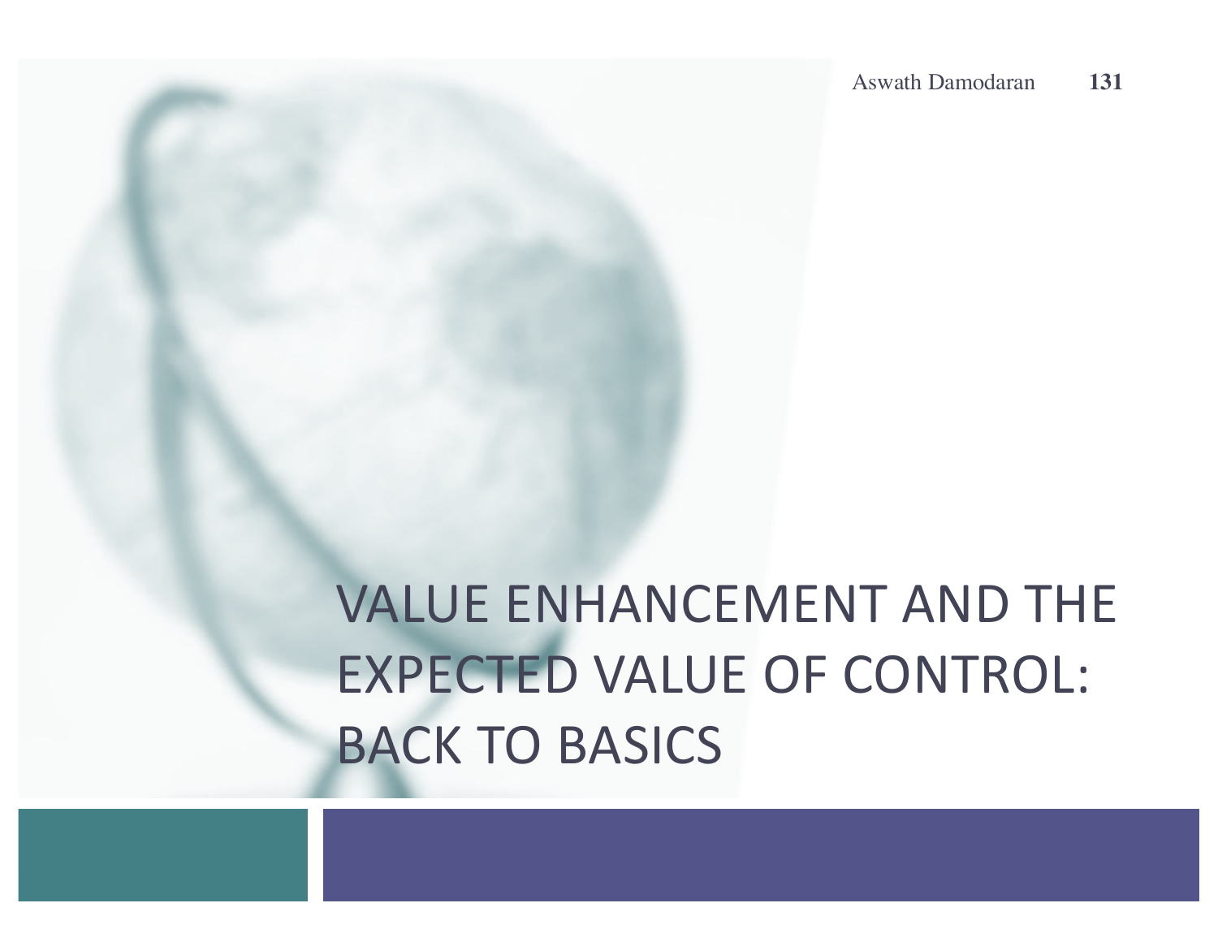# VALUE ENHANCEMENT AND THE EXPECTED VALUE OF CONTROL: BACK TO BASICS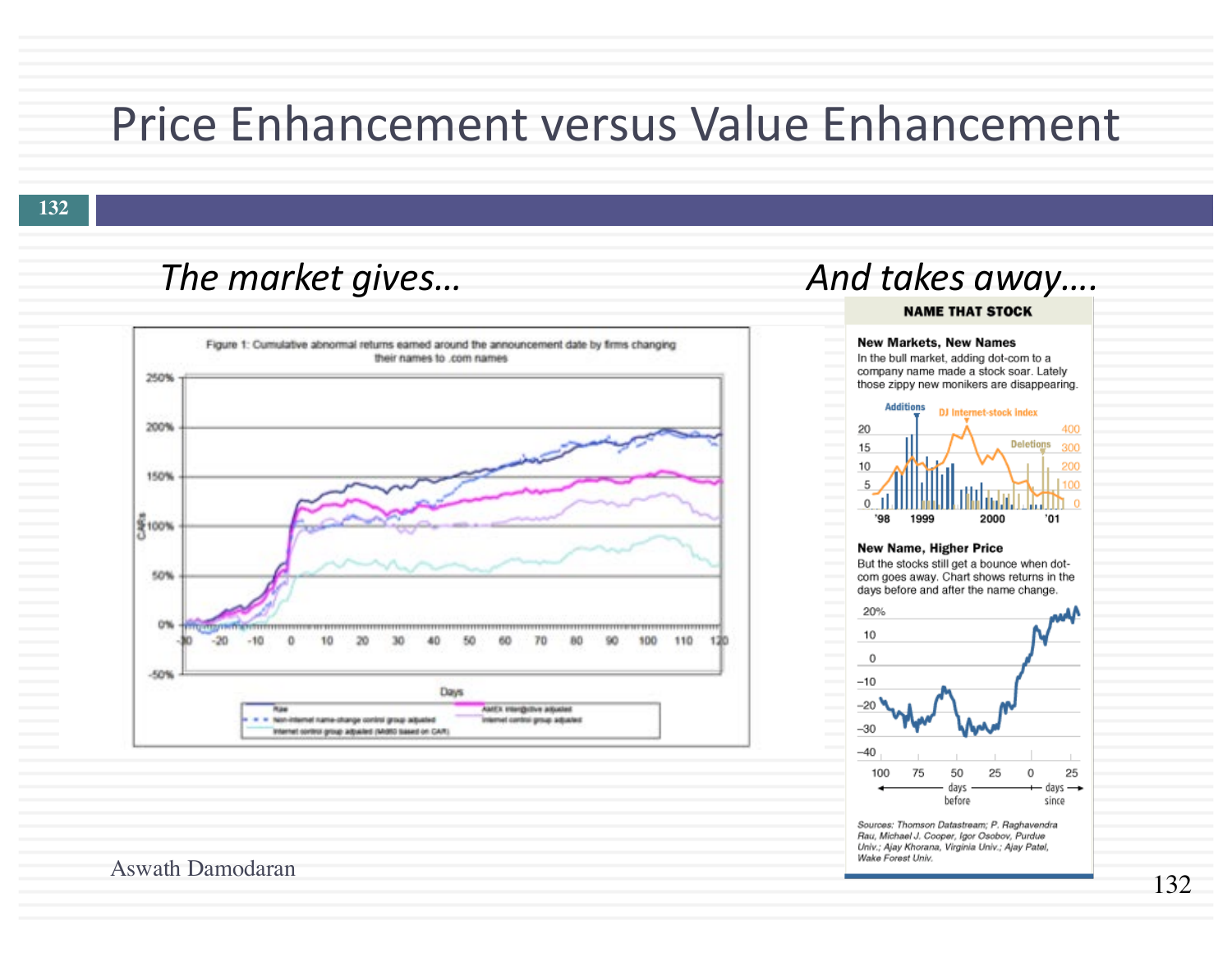# Price Enhancement versus Value Enhancement

*The market gives…*

Figure 1: Cumulative abnormal returns earned around the announcement date by firms changing their names to .com names

*And takes away….*

**NAME THAT STOCK**

**New Markets, New Names**

In the bull market, adding dot-com to a company name made a stock soar. Lately those zippy new monikers are disappearing.

**New Name, Higher Price**

But the stocks still get a bounce when dot-com goes away. Chart shows returns in the days before and after the name change.

Sources: Thomson Datastream; P. Raghavendra Rau, Michael J. Cooper, Igor Osobov, Purdue Univ.; Ajay Khorana, Virginia Univ.; Ajay Patel, Wake Forest Univ.

Aswath Damodaran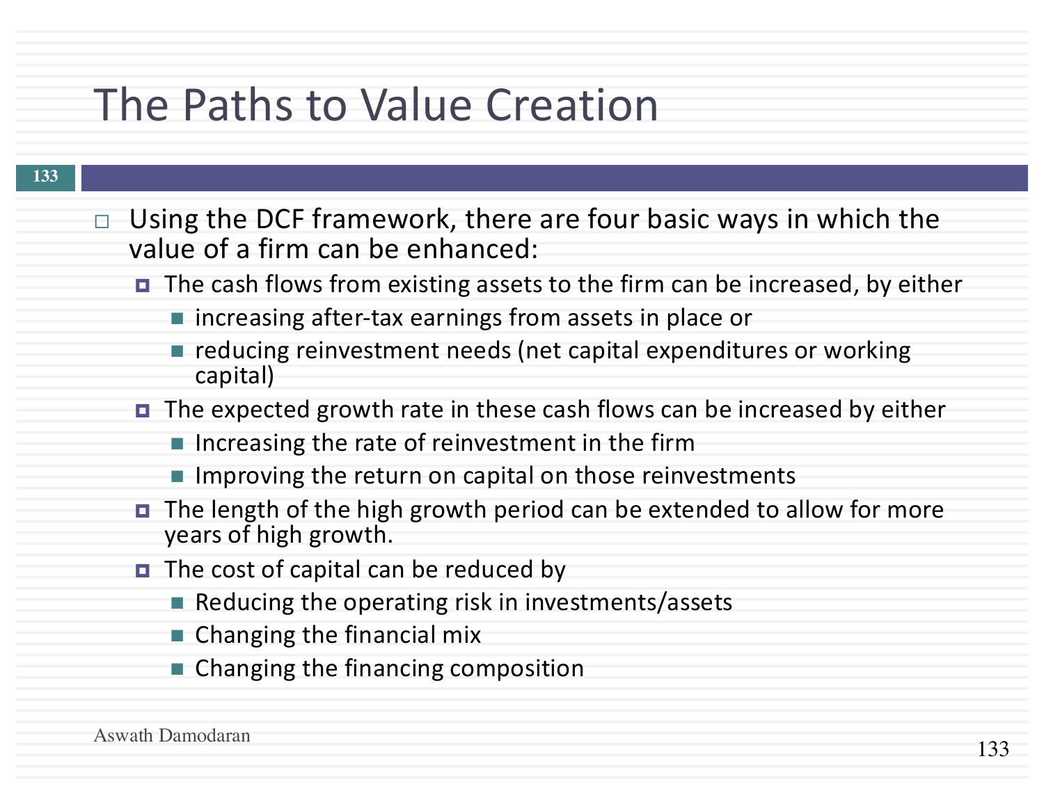# The Paths to Value Creation

- Using the DCF framework, there are four basic ways in which the value of a firm can be enhanced:
  - The cash flows from existing assets to the firm can be increased, by either
    - increasing after-tax earnings from assets in place or
    - reducing reinvestment needs (net capital expenditures or working capital)
  - The expected growth rate in these cash flows can be increased by either
    - Increasing the rate of reinvestment in the firm
    - Improving the return on capital on those reinvestments
  - The length of the high growth period can be extended to allow for more years of high growth.
  - The cost of capital can be reduced by
    - Reducing the operating risk in investments/assets
    - Changing the financial mix
    - Changing the financing composition

Aswath Damodaran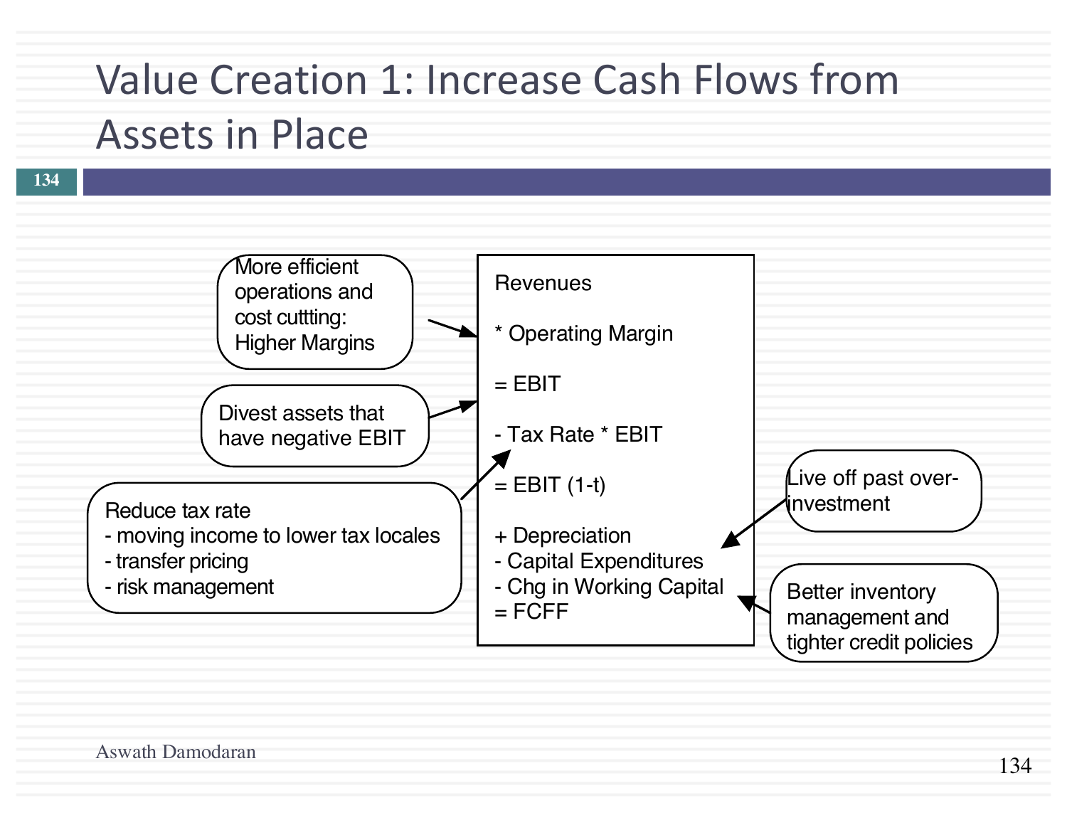# Value Creation 1: Increase Cash Flows from Assets in Place

Revenues

\* Operating Margin

= EBIT

\- Tax Rate \* EBIT

= EBIT (1-t)

\+ Depreciation
\- Capital Expenditures
\- Chg in Working Capital
= FCFF

More efficient operations and cost cuttting: Higher Margins

Divest assets that have negative EBIT

Reduce tax rate
- moving income to lower tax locales
- transfer pricing
- risk management

Live off past over-investment

Better inventory management and tighter credit policies

Aswath Damodaran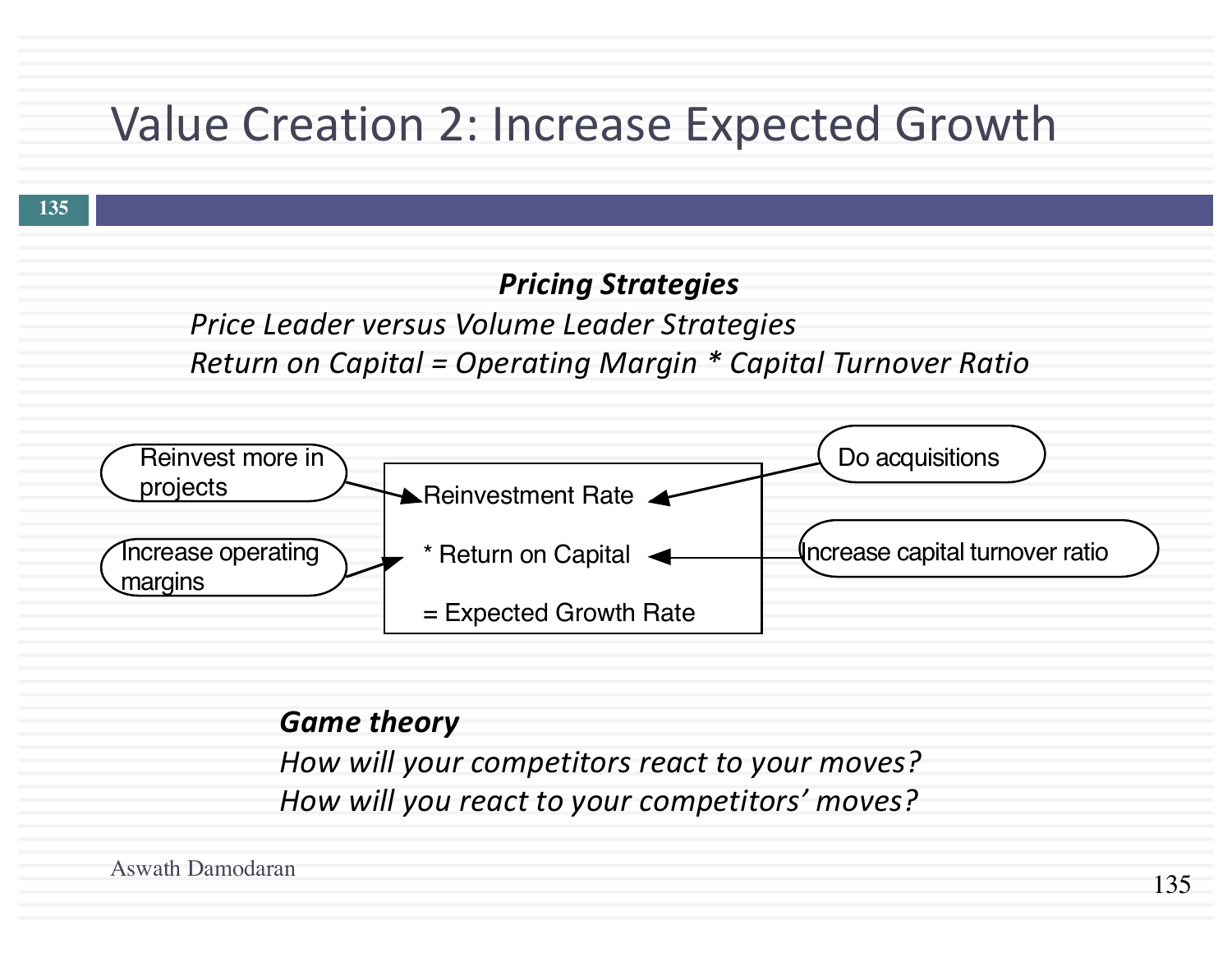# Value Creation 2: Increase Expected Growth

***Pricing Strategies***

*Price Leader versus Volume Leader Strategies*

*Return on Capital = Operating Margin * Capital Turnover Ratio*

Reinvest more in projects → Reinvestment Rate ← Do acquisitions

Increase operating margins → * Return on Capital ← Increase capital turnover ratio

= Expected Growth Rate

***Game theory***

*How will your competitors react to your moves?*

*How will you react to your competitors' moves?*

Aswath Damodaran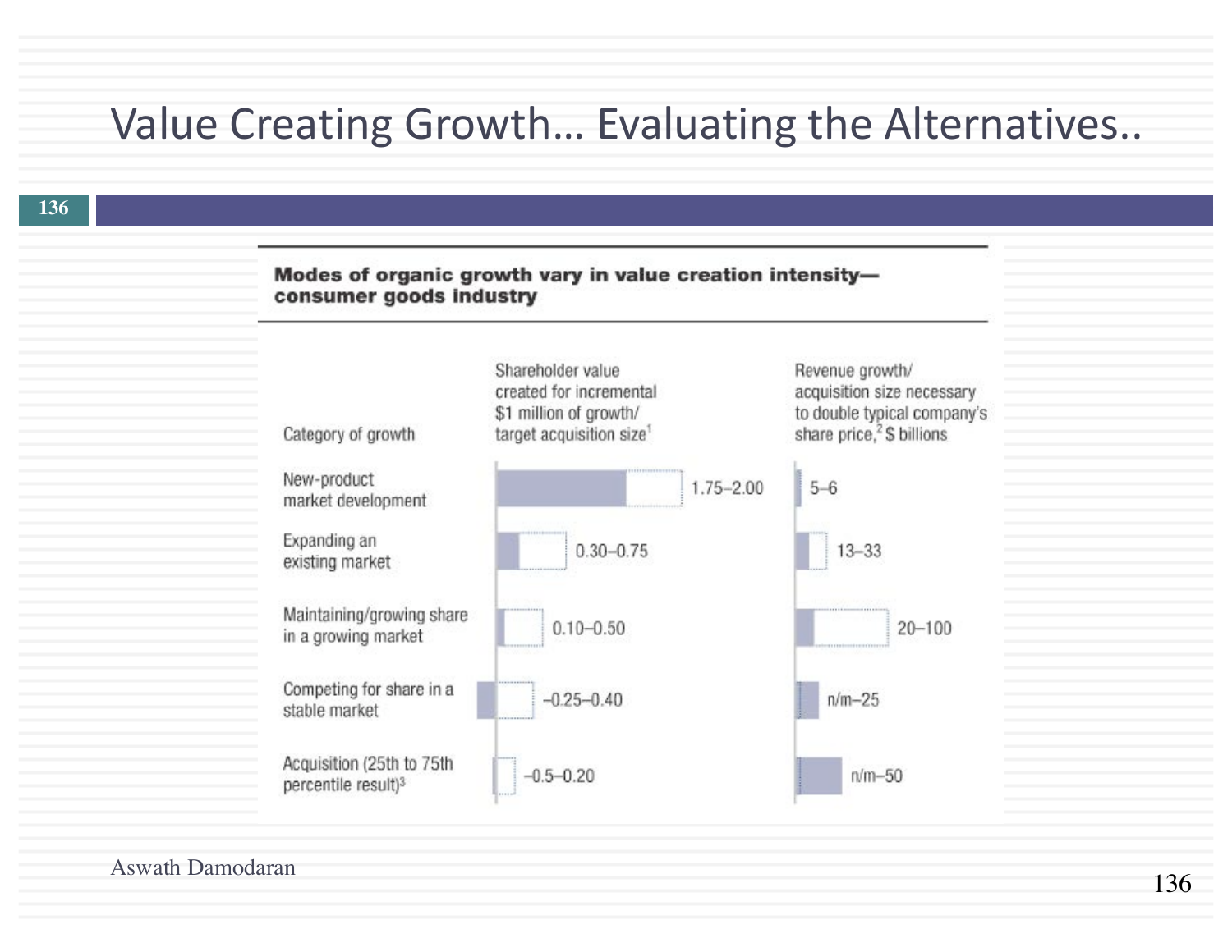# Value Creating Growth… Evaluating the Alternatives..

**Modes of organic growth vary in value creation intensity—consumer goods industry**

| Category of growth | Shareholder value created for incremental $1 million of growth/ target acquisition size[1] | Revenue growth/ acquisition size necessary to double typical company's share price,[2] $ billions |
|---|---|---|
| New-product market development | 1.75–2.00 | 5–6 |
| Expanding an existing market | 0.30–0.75 | 13–33 |
| Maintaining/growing share in a growing market | 0.10–0.50 | 20–100 |
| Competing for share in a stable market | –0.25–0.40 | n/m–25 |
| Acquisition (25th to 75th percentile result)[3] | –0.5–0.20 | n/m–50 |

Aswath Damodaran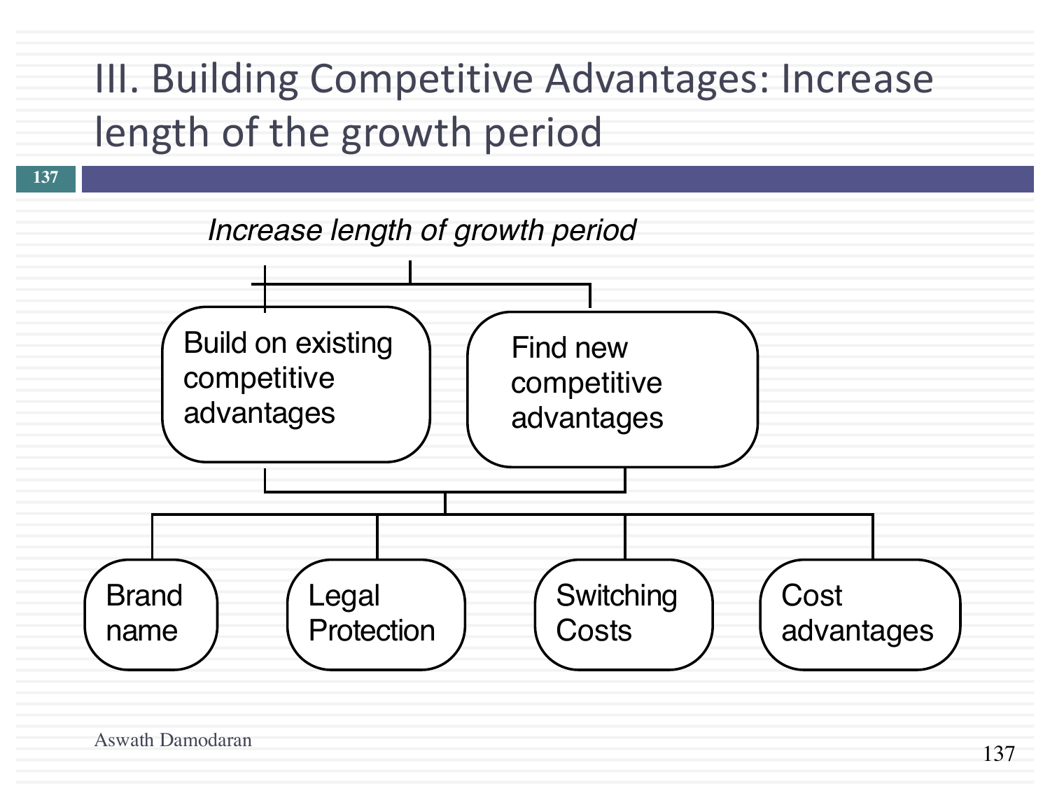# III. Building Competitive Advantages: Increase length of the growth period

*Increase length of growth period*

- Build on existing competitive advantages
- Find new competitive advantages

Both lead to:

- Brand name
- Legal Protection
- Switching Costs
- Cost advantages

Aswath Damodaran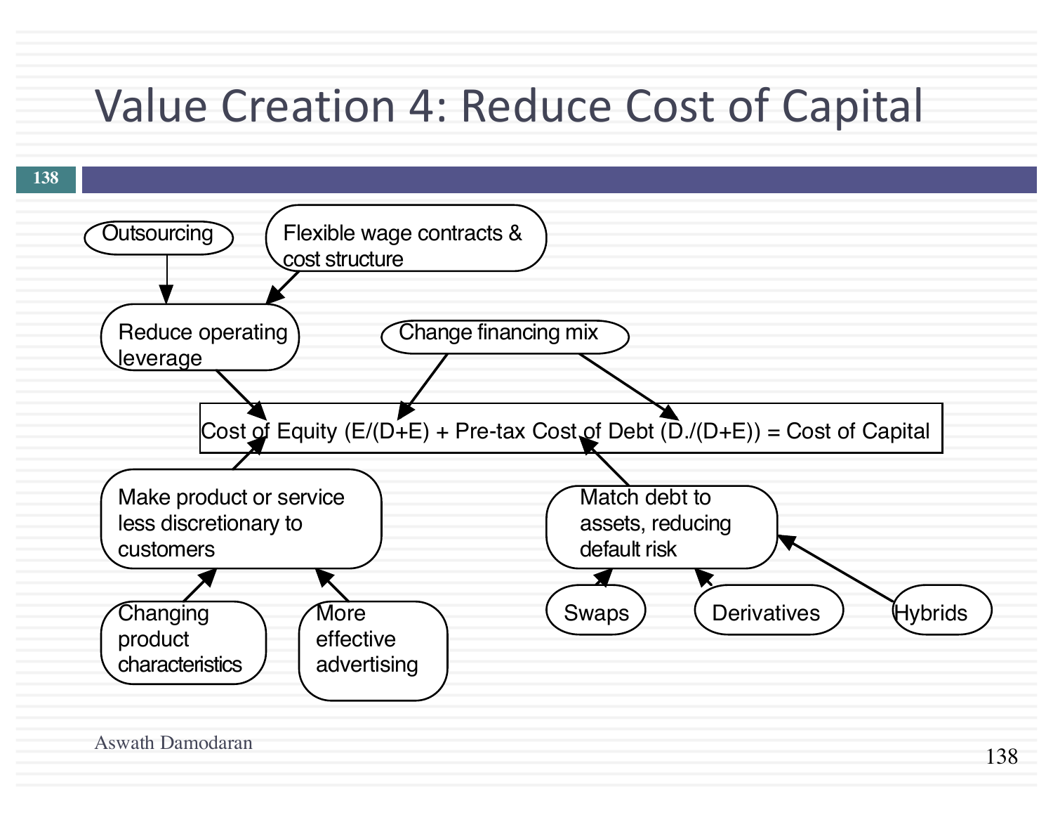# Value Creation 4: Reduce Cost of Capital

Outsourcing

Flexible wage contracts & cost structure

Reduce operating leverage

Change financing mix

Cost of Equity (E/(D+E) + Pre-tax Cost of Debt (D./(D+E)) = Cost of Capital

Make product or service less discretionary to customers

Changing product characteristics

More effective advertising

Match debt to assets, reducing default risk

Swaps

Derivatives

Hybrids

Aswath Damodaran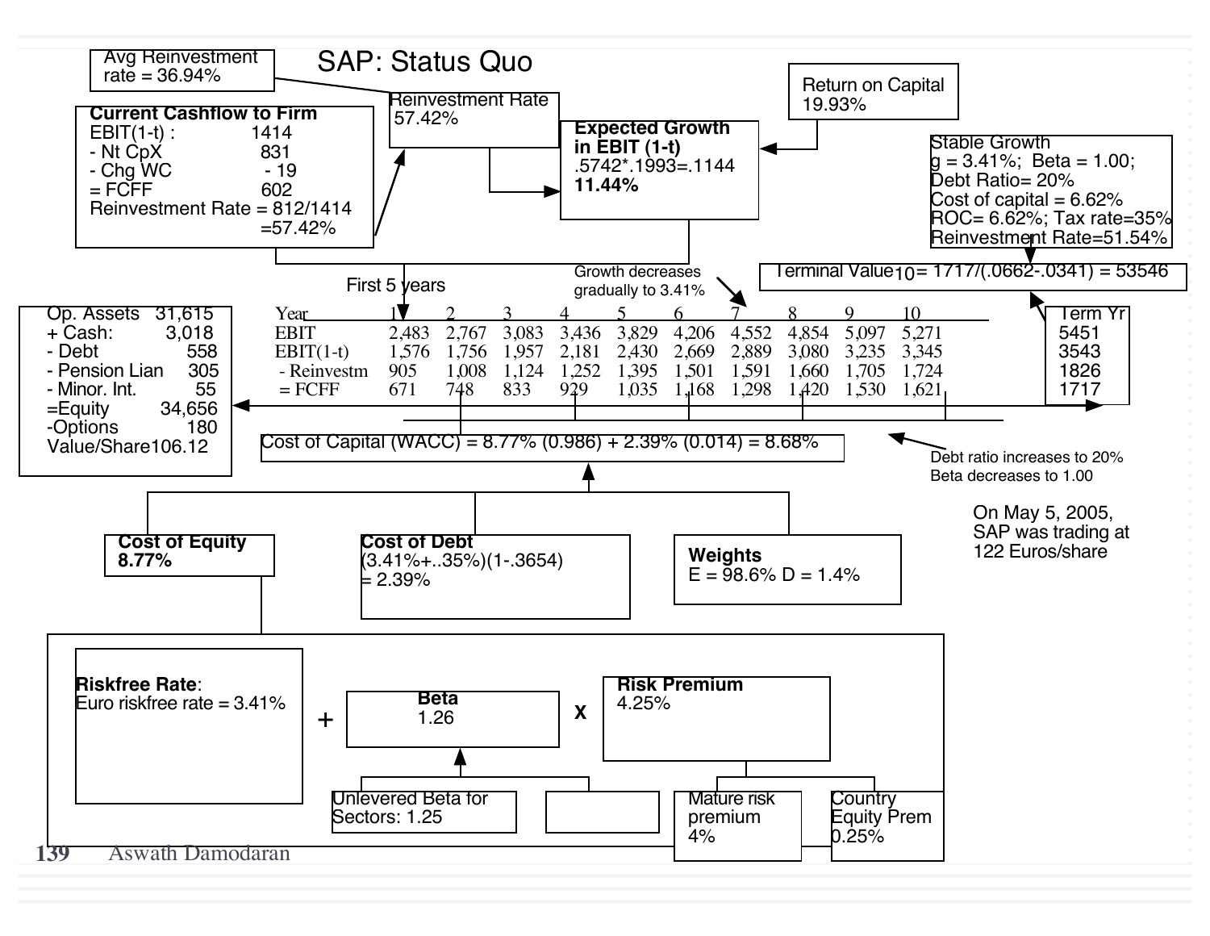# SAP: Status Quo

**Avg Reinvestment rate = 36.94%**

**Reinvestment Rate**
57.42%

**Return on Capital**
19.93%

**Current Cashflow to Firm**
EBIT(1-t) : 1414
- Nt CpX 831
- Chg WC - 19
= FCFF 602
Reinvestment Rate = 812/1414
=57.42%

**Expected Growth in EBIT (1-t)**
.5742*.1993=.1144
**11.44%**

**Stable Growth**
g = 3.41%; Beta = 1.00;
Debt Ratio= 20%
Cost of capital = 6.62%
ROC= 6.62%; Tax rate=35%
Reinvestment Rate=51.54%

Terminal Value$_{10}$= 1717/(.0662-.0341) = 53546

First 5 years

Growth decreases gradually to 3.41%

| Year | 1 | 2 | 3 | 4 | 5 | 6 | 7 | 8 | 9 | 10 | Term Yr |
|---|---|---|---|---|---|---|---|---|---|---|---|
| EBIT | 2,483 | 2,767 | 3,083 | 3,436 | 3,829 | 4,206 | 4,552 | 4,854 | 5,097 | 5,271 | 5451 |
| EBIT(1-t) | 1,576 | 1,756 | 1,957 | 2,181 | 2,430 | 2,669 | 2,889 | 3,080 | 3,235 | 3,345 | 3543 |
| - Reinvestm | 905 | 1,008 | 1,124 | 1,252 | 1,395 | 1,501 | 1,591 | 1,660 | 1,705 | 1,724 | 1826 |
| = FCFF | 671 | 748 | 833 | 929 | 1,035 | 1,168 | 1,298 | 1,420 | 1,530 | 1,621 | 1717 |

| | |
|---|---|
| Op. Assets | 31,615 |
| + Cash: | 3,018 |
| - Debt | 558 |
| - Pension Lian | 305 |
| - Minor. Int. | 55 |
| =Equity | 34,656 |
| -Options | 180 |
| Value/Share | 106.12 |

Cost of Capital (WACC) = 8.77% (0.986) + 2.39% (0.014) = 8.68%

Debt ratio increases to 20%
Beta decreases to 1.00

On May 5, 2005, SAP was trading at 122 Euros/share

**Cost of Equity**
**8.77%**

**Cost of Debt**
(3.41%+..35%)(1-.3654)
= 2.39%

**Weights**
E = 98.6% D = 1.4%

**Riskfree Rate**:
Euro riskfree rate = 3.41%

+

**Beta**
1.26

X

**Risk Premium**
4.25%

Unlevered Beta for Sectors: 1.25

Mature risk premium
4%

Country Equity Prem
0.25%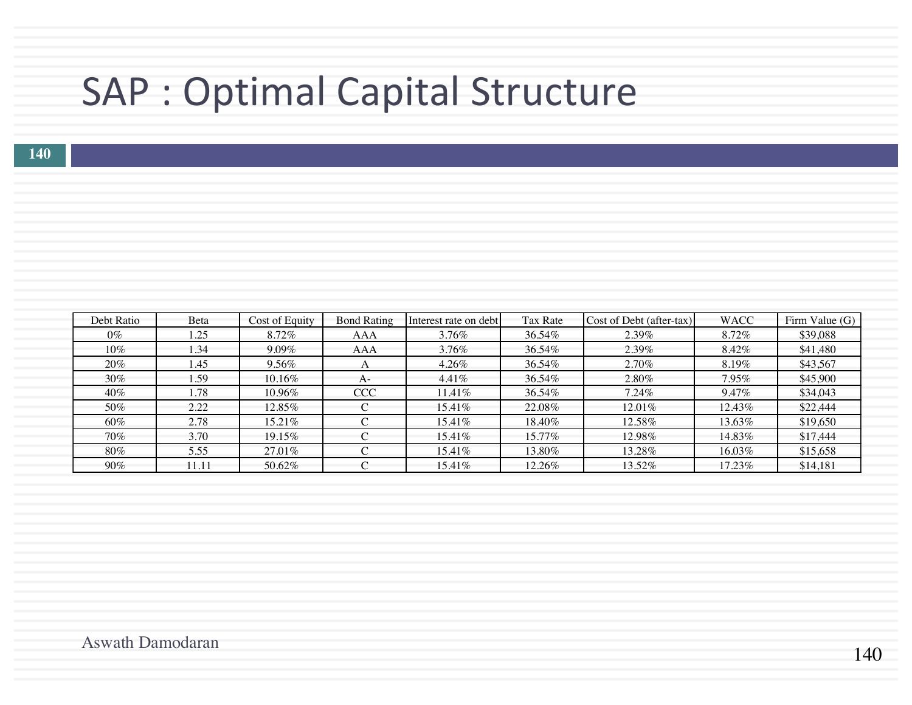# SAP : Optimal Capital Structure

| Debt Ratio | Beta | Cost of Equity | Bond Rating | Interest rate on debt | Tax Rate | Cost of Debt (after-tax) | WACC | Firm Value (G) |
|---|---|---|---|---|---|---|---|---|
| 0% | 1.25 | 8.72% | AAA | 3.76% | 36.54% | 2.39% | 8.72% | $39,088 |
| 10% | 1.34 | 9.09% | AAA | 3.76% | 36.54% | 2.39% | 8.42% | $41,480 |
| 20% | 1.45 | 9.56% | A | 4.26% | 36.54% | 2.70% | 8.19% | $43,567 |
| 30% | 1.59 | 10.16% | A- | 4.41% | 36.54% | 2.80% | 7.95% | $45,900 |
| 40% | 1.78 | 10.96% | CCC | 11.41% | 36.54% | 7.24% | 9.47% | $34,043 |
| 50% | 2.22 | 12.85% | C | 15.41% | 22.08% | 12.01% | 12.43% | $22,444 |
| 60% | 2.78 | 15.21% | C | 15.41% | 18.40% | 12.58% | 13.63% | $19,650 |
| 70% | 3.70 | 19.15% | C | 15.41% | 15.77% | 12.98% | 14.83% | $17,444 |
| 80% | 5.55 | 27.01% | C | 15.41% | 13.80% | 13.28% | 16.03% | $15,658 |
| 90% | 11.11 | 50.62% | C | 15.41% | 12.26% | 13.52% | 17.23% | $14,181 |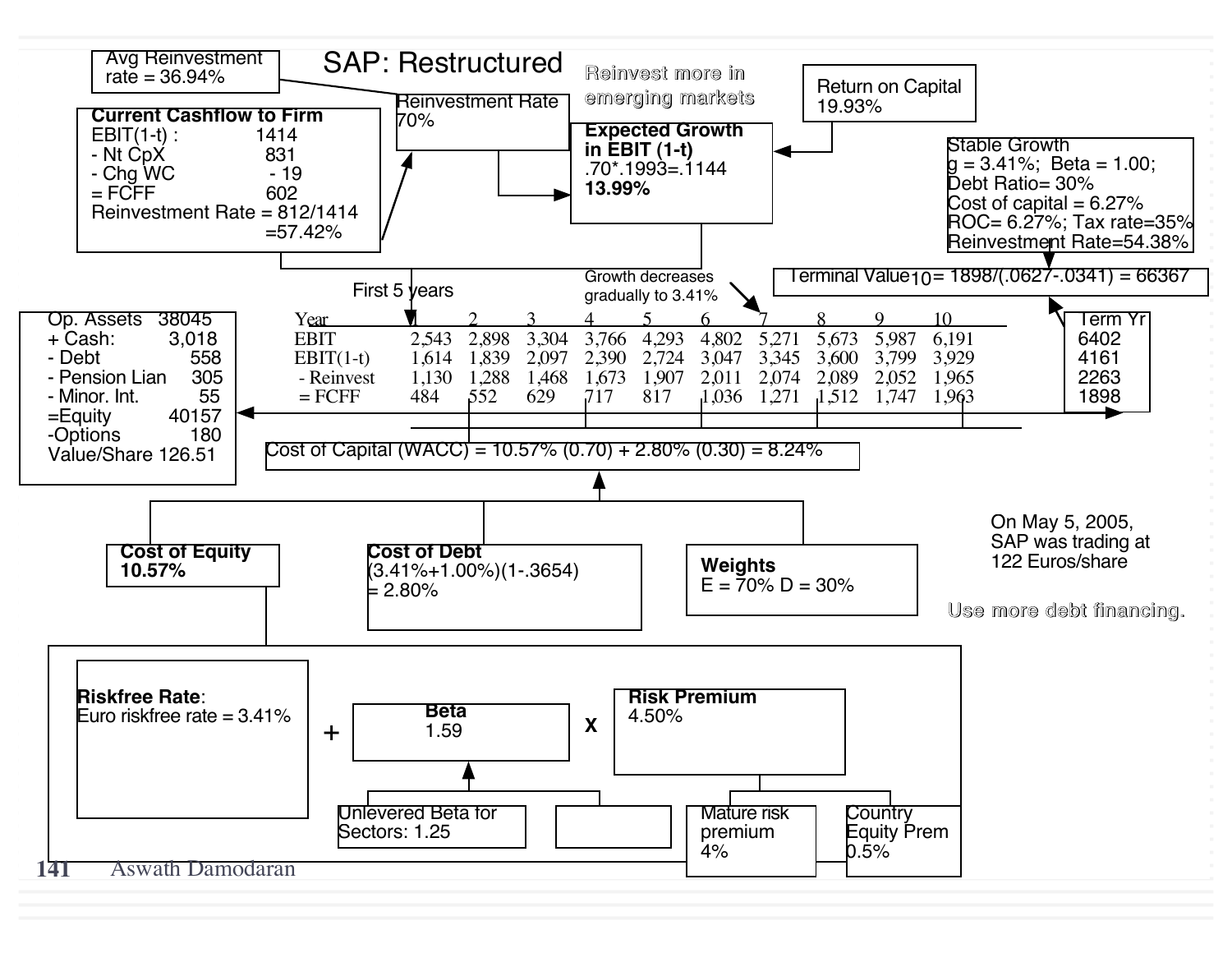# SAP: Restructured

**Avg Reinvestment rate = 36.94%**

**Reinvestment Rate**
70%

*Reinvest more in emerging markets*

**Return on Capital**
19.93%

**Current Cashflow to Firm**

| | |
|---|---|
| EBIT(1-t) : | 1414 |
| - Nt CpX | 831 |
| - Chg WC | - 19 |
| = FCFF | 602 |

Reinvestment Rate = 812/1414 =57.42%

**Expected Growth in EBIT (1-t)**
.70*.1993=.1144
**13.99%**

**Stable Growth**
g = 3.41%; Beta = 1.00;
Debt Ratio= 30%
Cost of capital = 6.27%
ROC= 6.27%; Tax rate=35%
Reinvestment Rate=54.38%

Terminal Value$_{10}$= 1898/(.0627-.0341) = 66367

First 5 years

Growth decreases gradually to 3.41%

| Year | 1 | 2 | 3 | 4 | 5 | 6 | 7 | 8 | 9 | 10 | Term Yr |
|---|---|---|---|---|---|---|---|---|---|---|---|
| EBIT | 2,543 | 2,898 | 3,304 | 3,766 | 4,293 | 4,802 | 5,271 | 5,673 | 5,987 | 6,191 | 6402 |
| EBIT(1-t) | 1,614 | 1,839 | 2,097 | 2,390 | 2,724 | 3,047 | 3,345 | 3,600 | 3,799 | 3,929 | 4161 |
| - Reinvest | 1,130 | 1,288 | 1,468 | 1,673 | 1,907 | 2,011 | 2,074 | 2,089 | 2,052 | 1,965 | 2263 |
| = FCFF | 484 | 552 | 629 | 717 | 817 | 1,036 | 1,271 | 1,512 | 1,747 | 1,963 | 1898 |

| | |
|---|---|
| Op. Assets | 38045 |
| + Cash: | 3,018 |
| - Debt | 558 |
| - Pension Lian | 305 |
| - Minor. Int. | 55 |
| =Equity | 40157 |
| -Options | 180 |
| Value/Share | 126.51 |

Cost of Capital (WACC) = 10.57% (0.70) + 2.80% (0.30) = 8.24%

**Cost of Equity**
**10.57%**

**Cost of Debt**
(3.41%+1.00%)(1-.3654)
= 2.80%

**Weights**
E = 70% D = 30%

On May 5, 2005, SAP was trading at 122 Euros/share

*Use more debt financing.*

**Riskfree Rate**:
Euro riskfree rate = 3.41%

\+

**Beta**
1.59

X

**Risk Premium**
4.50%

Unlevered Beta for Sectors: 1.25

Mature risk premium
4%

Country Equity Prem
0.5%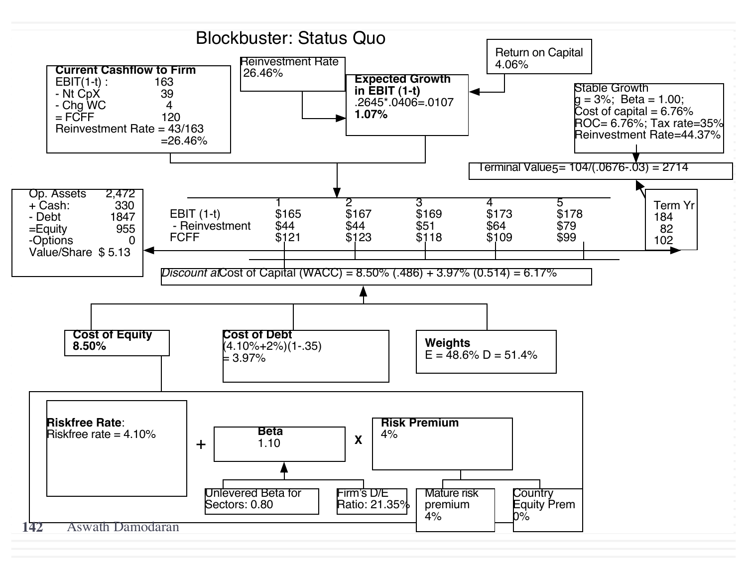# Blockbuster: Status Quo

**Current Cashflow to Firm**
EBIT(1-t) : 163
- Nt CpX 39
- Chg WC 4
= FCFF 120
Reinvestment Rate = 43/163
=26.46%

Reinvestment Rate
26.46%

**Expected Growth in EBIT (1-t)**
.2645*.0406=.0107
**1.07%**

Return on Capital
4.06%

Stable Growth
g = 3%; Beta = 1.00;
Cost of capital = 6.76%
ROC= 6.76%; Tax rate=35%
Reinvestment Rate=44.37%

Terminal Value5= 104/(.0676-.03) = 2714

| Op. Assets | 2,472 |
|---|---|
| + Cash: | 330 |
| - Debt | 1847 |
| =Equity | 955 |
| -Options | 0 |
| Value/Share | $ 5.13 |

| | 1 | 2 | 3 | 4 | 5 | Term Yr |
|---|---|---|---|---|---|---|
| EBIT (1-t) | $165 | $167 | $169 | $173 | $178 | 184 |
| - Reinvestment | $44 | $44 | $51 | $64 | $79 | 82 |
| FCFF | $121 | $123 | $118 | $109 | $99 | 102 |

*Discount at* Cost of Capital (WACC) = 8.50% (.486) + 3.97% (0.514) = 6.17%

**Cost of Equity**
**8.50%**

**Cost of Debt**
(4.10%+2%)(1-.35)
= 3.97%

**Weights**
E = 48.6% D = 51.4%

**Riskfree Rate**:
Riskfree rate = 4.10%

+

**Beta**
1.10

X

**Risk Premium**
4%

Unlevered Beta for Sectors: 0.80

Firm's D/E Ratio: 21.35%

Mature risk premium
4%

Country Equity Prem
0%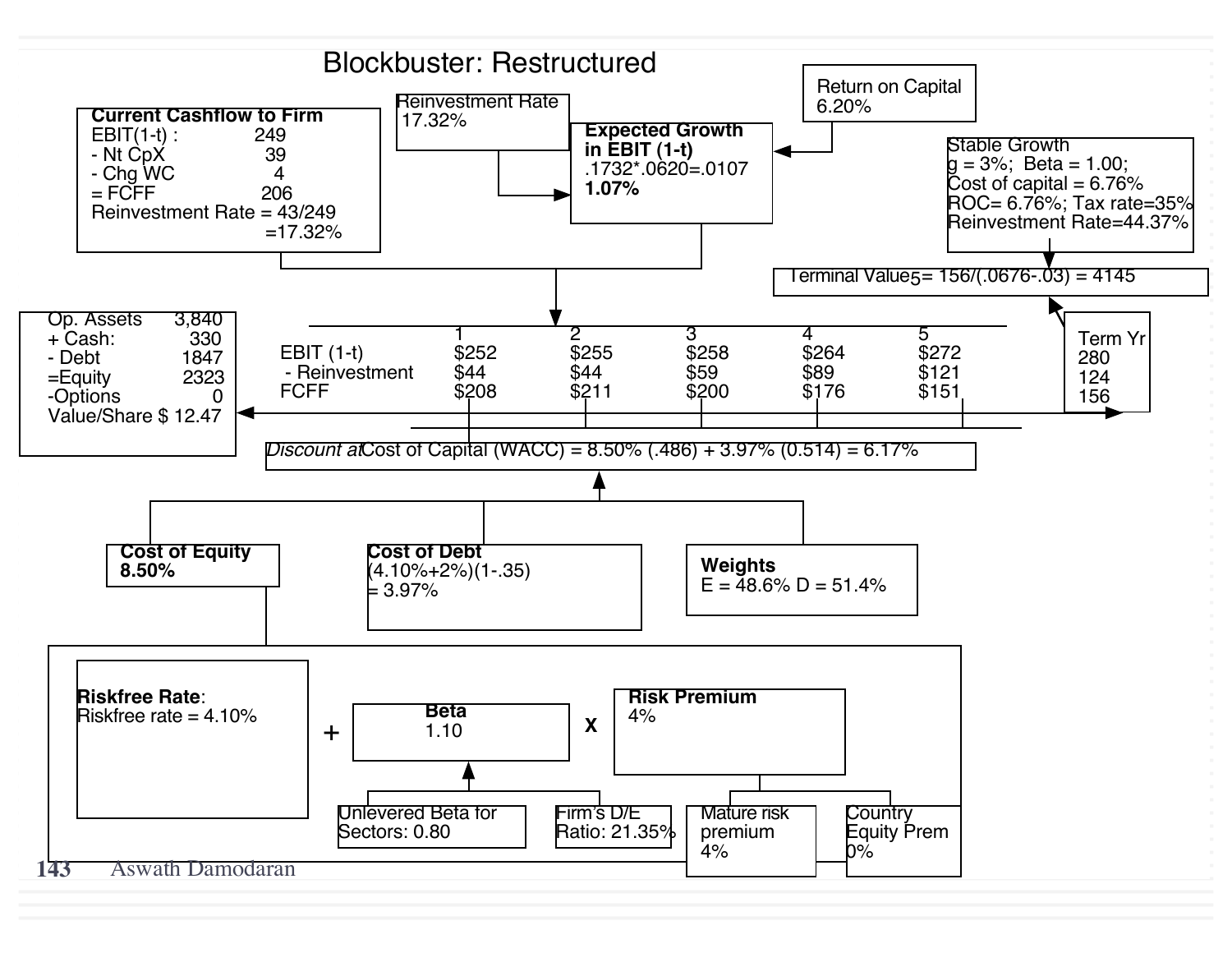# Blockbuster: Restructured

**Current Cashflow to Firm**
EBIT(1-t) : 249
- Nt CpX 39
- Chg WC 4
= FCFF 206
Reinvestment Rate = 43/249
=17.32%

Reinvestment Rate
17.32%

**Expected Growth in EBIT (1-t)**
.1732*.0620=.0107
**1.07%**

Return on Capital
6.20%

Stable Growth
g = 3%; Beta = 1.00;
Cost of capital = 6.76%
ROC= 6.76%; Tax rate=35%
Reinvestment Rate=44.37%

Terminal Value5= 156/(.0676-.03) = 4145

| | 1 | 2 | 3 | 4 | 5 | Term Yr |
|---|---|---|---|---|---|---|
| EBIT (1-t) | $252 | $255 | $258 | $264 | $272 | 280 |
| - Reinvestment | $44 | $44 | $59 | $89 | $121 | 124 |
| FCFF | $208 | $211 | $200 | $176 | $151 | 156 |

| | |
|---|---|
| Op. Assets | 3,840 |
| + Cash: | 330 |
| - Debt | 1847 |
| =Equity | 2323 |
| -Options | 0 |
| Value/Share | $ 12.47 |

*Discount at* Cost of Capital (WACC) = 8.50% (.486) + 3.97% (0.514) = 6.17%

**Cost of Equity**
**8.50%**

**Cost of Debt**
(4.10%+2%)(1-.35)
= 3.97%

**Weights**
E = 48.6% D = 51.4%

**Riskfree Rate**:
Riskfree rate = 4.10%

+

**Beta**
1.10

X

**Risk Premium**
4%

Unlevered Beta for Sectors: 0.80

Firm's D/E Ratio: 21.35%

Mature risk premium
4%

Country Equity Prem
0%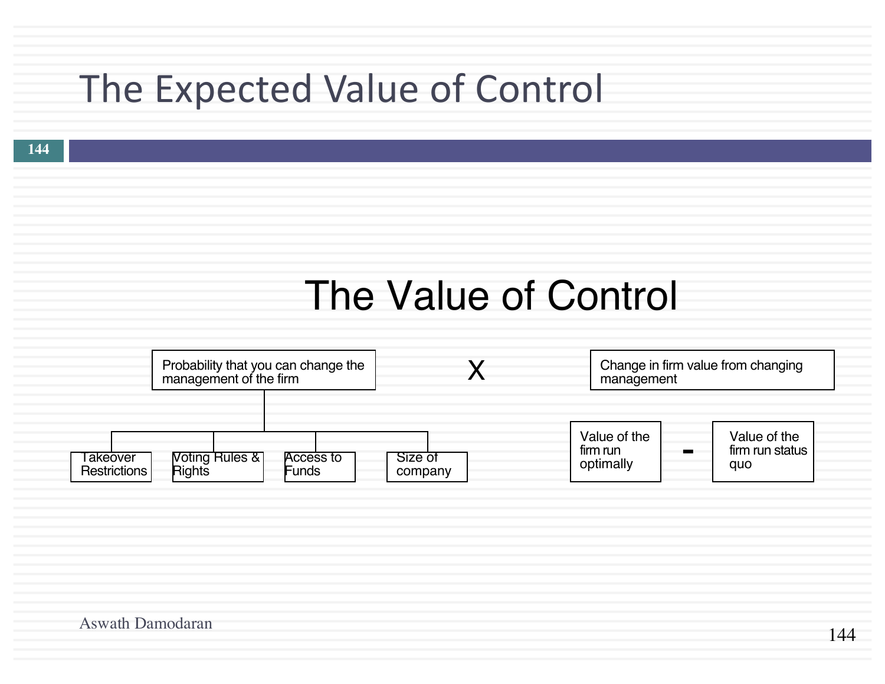# The Expected Value of Control

## The Value of Control

Probability that you can change the management of the firm X Change in firm value from changing management

- Takeover Restrictions
- Voting Rules & Rights
- Access to Funds
- Size of company

Value of the firm run optimally - Value of the firm run status quo

Aswath Damodaran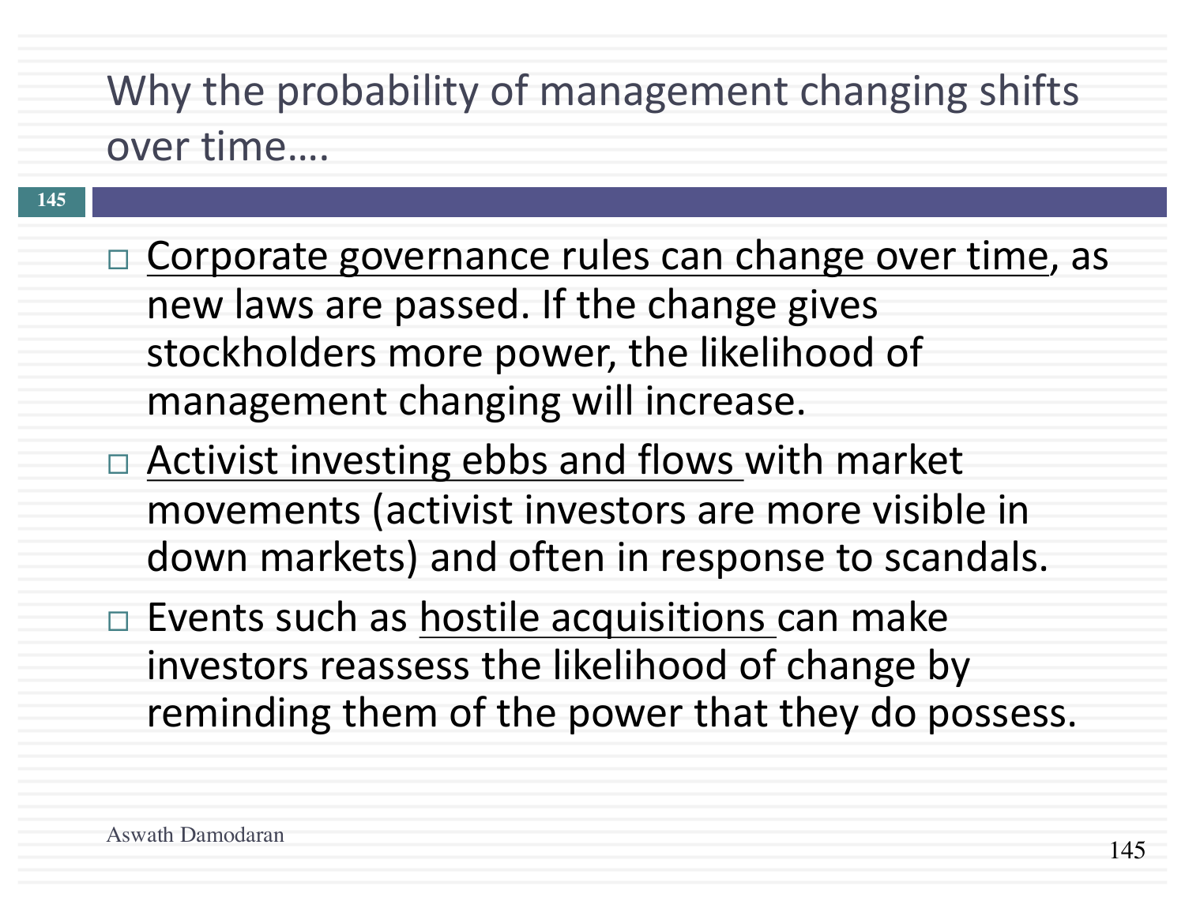# Why the probability of management changing shifts over time….

- Corporate governance rules can change over time, as new laws are passed. If the change gives stockholders more power, the likelihood of management changing will increase.
- Activist investing ebbs and flows with market movements (activist investors are more visible in down markets) and often in response to scandals.
- Events such as hostile acquisitions can make investors reassess the likelihood of change by reminding them of the power that they do possess.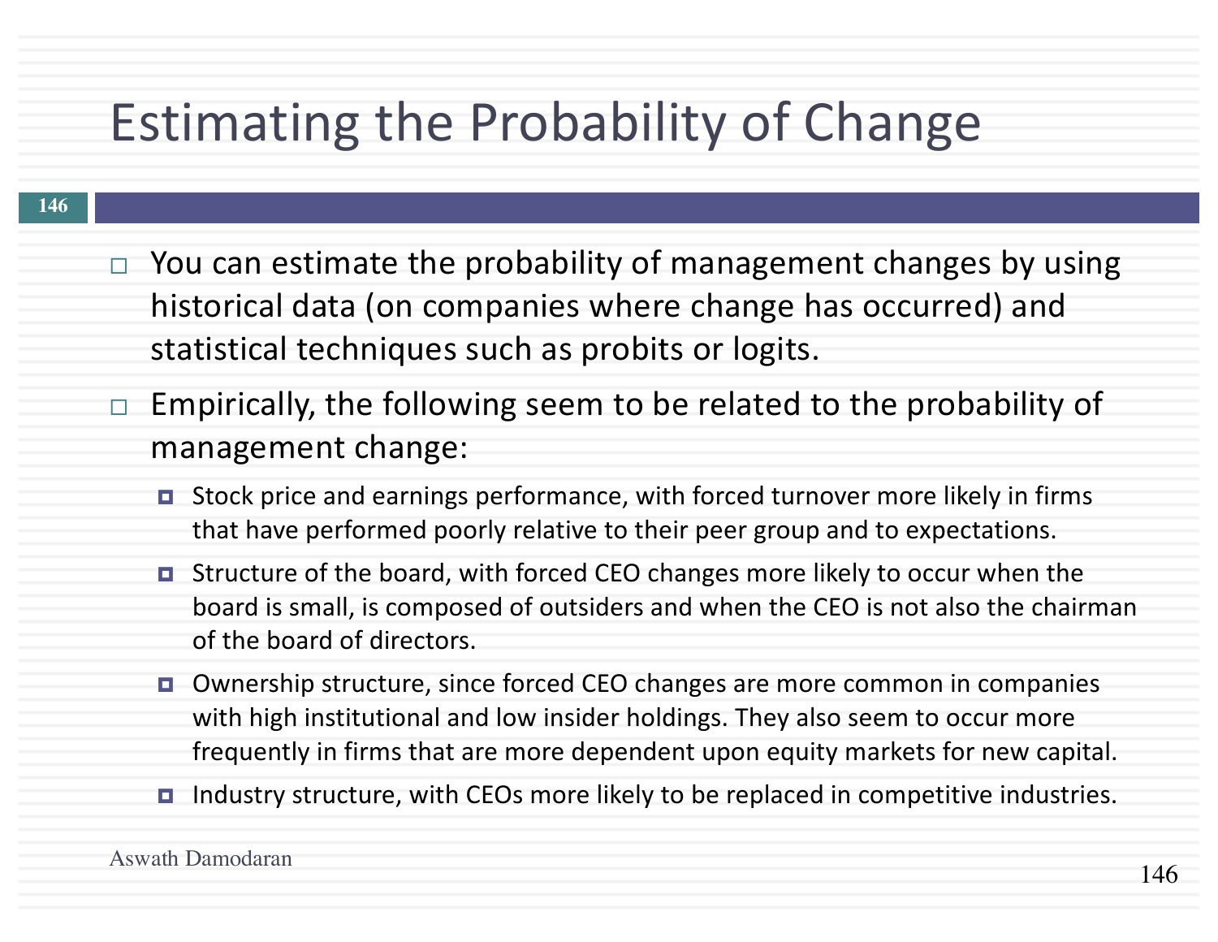# Estimating the Probability of Change

- You can estimate the probability of management changes by using historical data (on companies where change has occurred) and statistical techniques such as probits or logits.
- Empirically, the following seem to be related to the probability of management change:
  - Stock price and earnings performance, with forced turnover more likely in firms that have performed poorly relative to their peer group and to expectations.
  - Structure of the board, with forced CEO changes more likely to occur when the board is small, is composed of outsiders and when the CEO is not also the chairman of the board of directors.
  - Ownership structure, since forced CEO changes are more common in companies with high institutional and low insider holdings. They also seem to occur more frequently in firms that are more dependent upon equity markets for new capital.
  - Industry structure, with CEOs more likely to be replaced in competitive industries.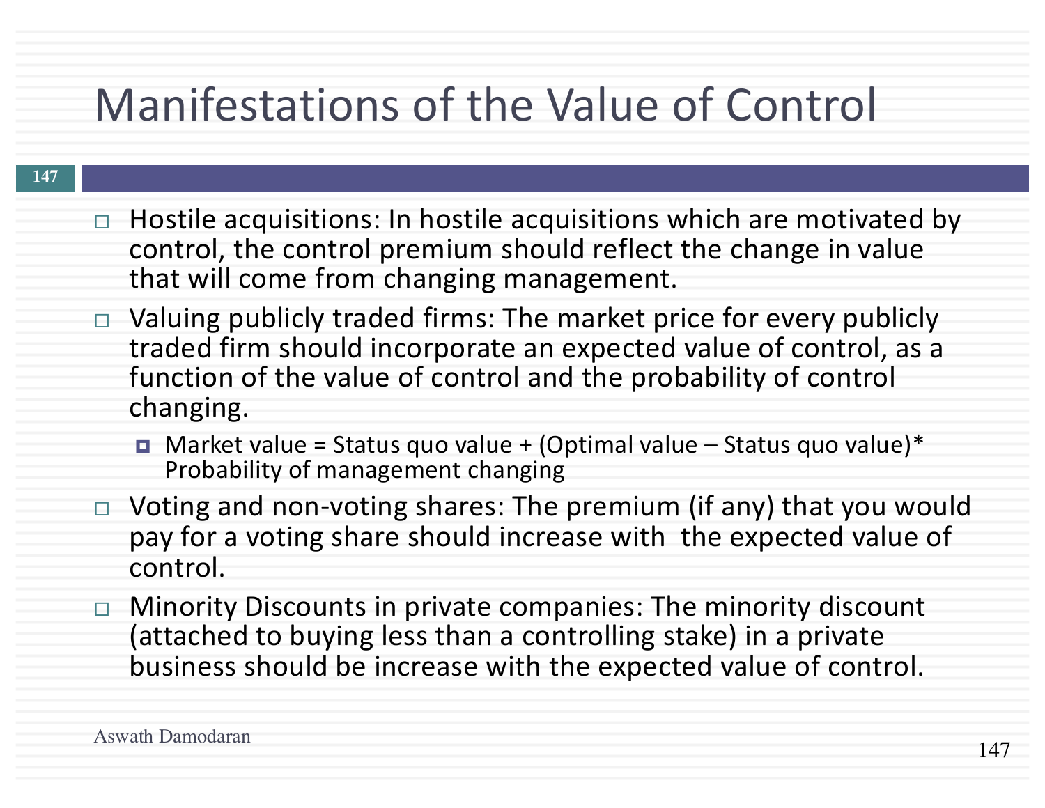# Manifestations of the Value of Control

- Hostile acquisitions: In hostile acquisitions which are motivated by control, the control premium should reflect the change in value that will come from changing management.
- Valuing publicly traded firms: The market price for every publicly traded firm should incorporate an expected value of control, as a function of the value of control and the probability of control changing.
  - Market value = Status quo value + (Optimal value – Status quo value)* Probability of management changing
- Voting and non-voting shares: The premium (if any) that you would pay for a voting share should increase with the expected value of control.
- Minority Discounts in private companies: The minority discount (attached to buying less than a controlling stake) in a private business should be increase with the expected value of control.

Aswath Damodaran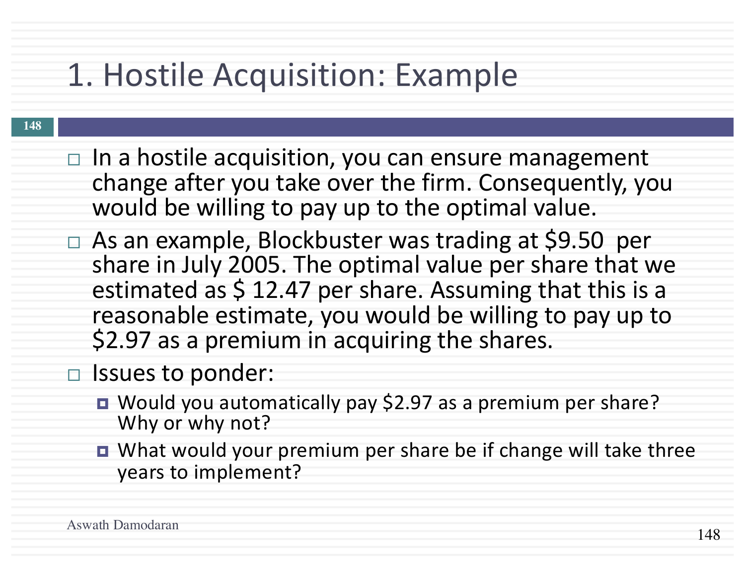# 1. Hostile Acquisition: Example

- In a hostile acquisition, you can ensure management change after you take over the firm. Consequently, you would be willing to pay up to the optimal value.
- As an example, Blockbuster was trading at $9.50 per share in July 2005. The optimal value per share that we estimated as $ 12.47 per share. Assuming that this is a reasonable estimate, you would be willing to pay up to $2.97 as a premium in acquiring the shares.
- Issues to ponder:
  - Would you automatically pay $2.97 as a premium per share? Why or why not?
  - What would your premium per share be if change will take three years to implement?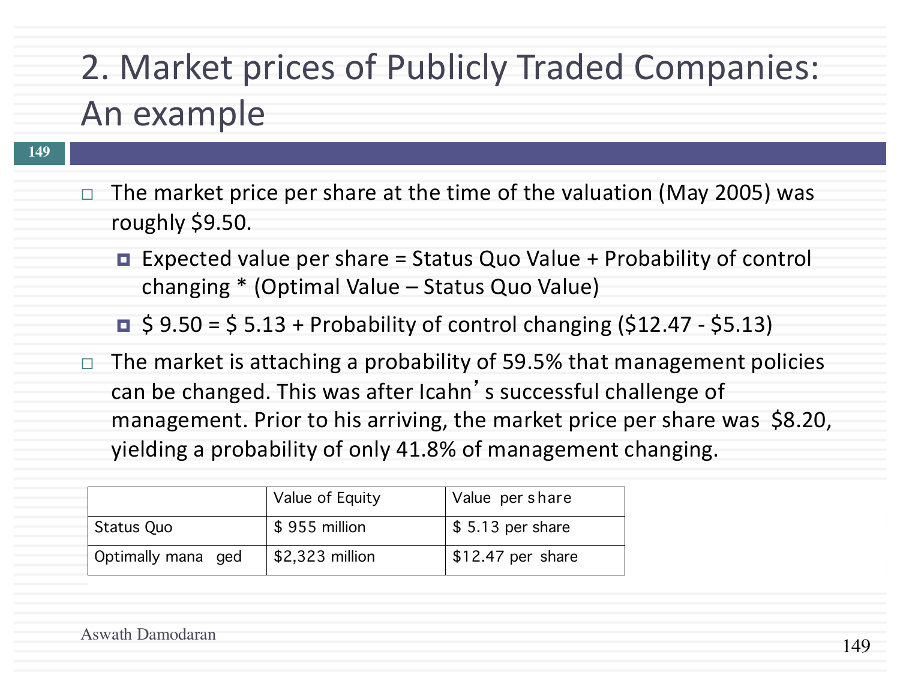# 2. Market prices of Publicly Traded Companies: An example

- The market price per share at the time of the valuation (May 2005) was roughly $9.50.
  - Expected value per share = Status Quo Value + Probability of control changing * (Optimal Value – Status Quo Value)
  - $ 9.50 = $ 5.13 + Probability of control changing ($12.47 - $5.13)
- The market is attaching a probability of 59.5% that management policies can be changed. This was after Icahn's successful challenge of management. Prior to his arriving, the market price per share was $8.20, yielding a probability of only 41.8% of management changing.

| | Value of Equity | Value per share |
| --- | --- | --- |
| Status Quo | $ 955 million | $ 5.13 per share |
| Optimally managed | $2,323 million | $12.47 per share |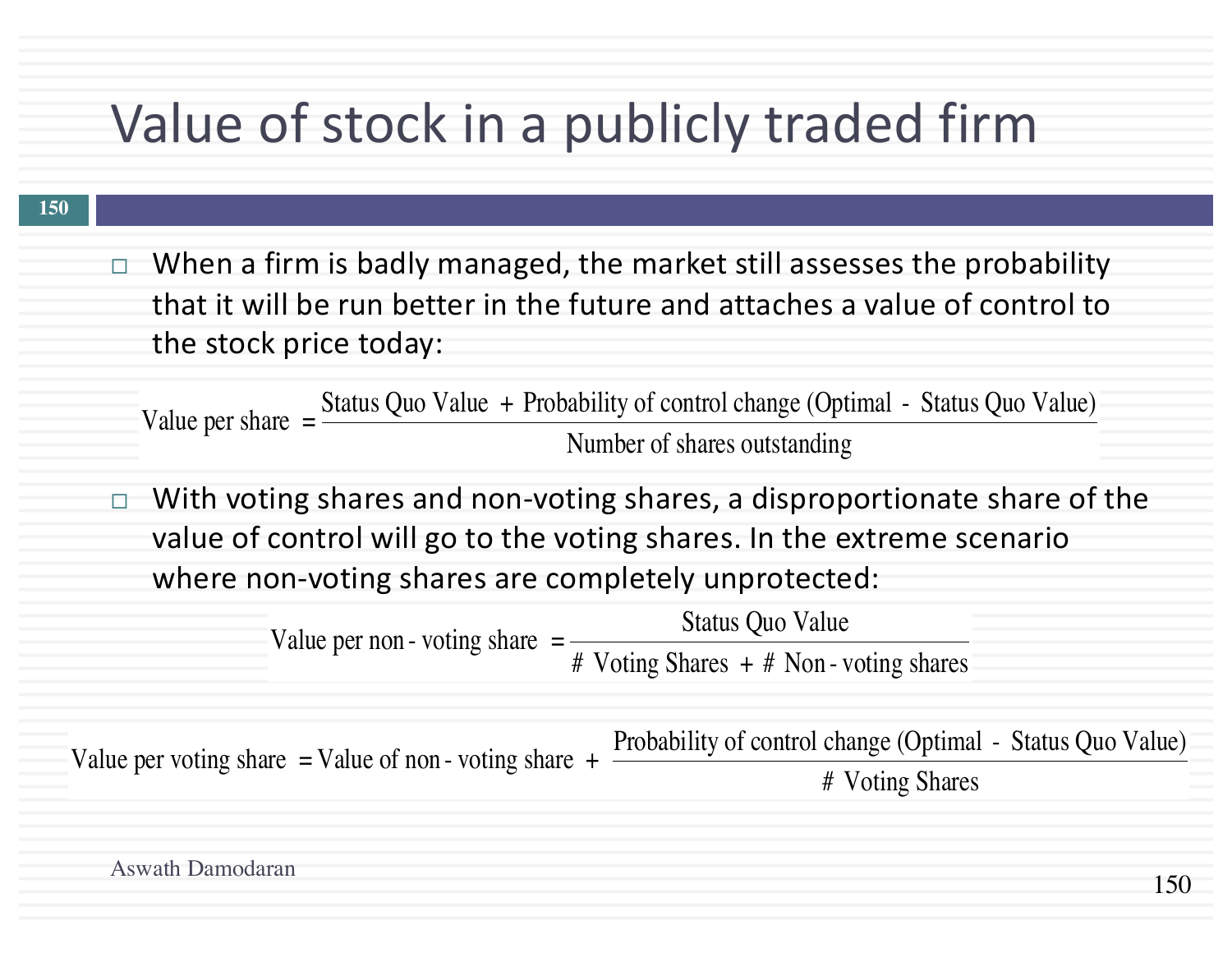# Value of stock in a publicly traded firm

- When a firm is badly managed, the market still assesses the probability that it will be run better in the future and attaches a value of control to the stock price today:

$$\text{Value per share} = \frac{\text{Status Quo Value} + \text{Probability of control change (Optimal - Status Quo Value)}}{\text{Number of shares outstanding}}$$

- With voting shares and non-voting shares, a disproportionate share of the value of control will go to the voting shares. In the extreme scenario where non-voting shares are completely unprotected:

$$\text{Value per non-voting share} = \frac{\text{Status Quo Value}}{\text{\# Voting Shares} + \text{\# Non-voting shares}}$$

$$\text{Value per voting share} = \text{Value of non-voting share} + \frac{\text{Probability of control change (Optimal - Status Quo Value)}}{\text{\# Voting Shares}}$$

Aswath Damodaran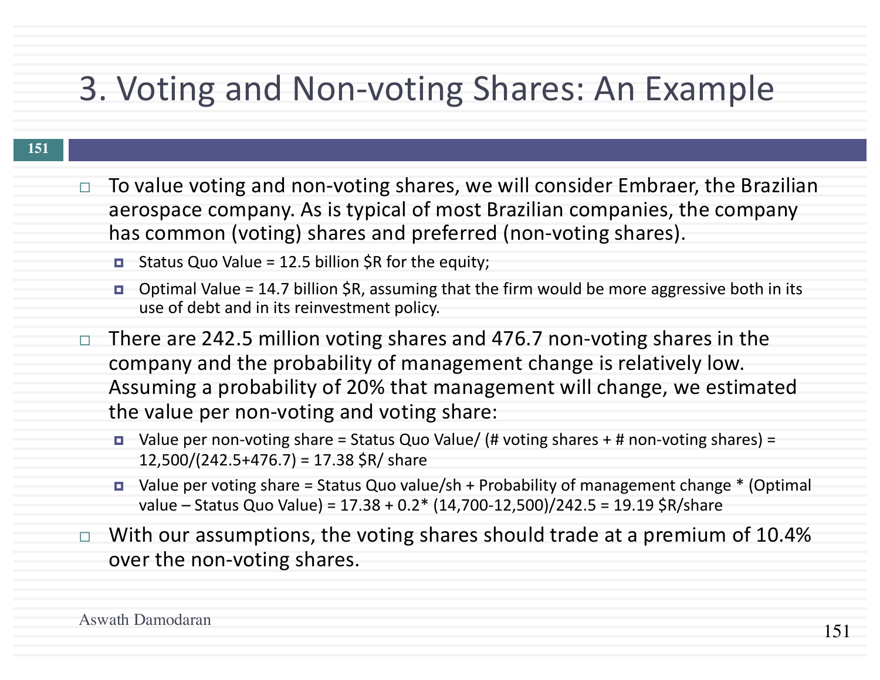# 3. Voting and Non-voting Shares: An Example

- To value voting and non-voting shares, we will consider Embraer, the Brazilian aerospace company. As is typical of most Brazilian companies, the company has common (voting) shares and preferred (non-voting shares).
  - Status Quo Value = 12.5 billion $R for the equity;
  - Optimal Value = 14.7 billion $R, assuming that the firm would be more aggressive both in its use of debt and in its reinvestment policy.
- There are 242.5 million voting shares and 476.7 non-voting shares in the company and the probability of management change is relatively low. Assuming a probability of 20% that management will change, we estimated the value per non-voting and voting share:
  - Value per non-voting share = Status Quo Value/ (# voting shares + # non-voting shares) = 12,500/(242.5+476.7) = 17.38 $R/ share
  - Value per voting share = Status Quo value/sh + Probability of management change * (Optimal value – Status Quo Value) = 17.38 + 0.2* (14,700-12,500)/242.5 = 19.19 $R/share
- With our assumptions, the voting shares should trade at a premium of 10.4% over the non-voting shares.

Aswath Damodaran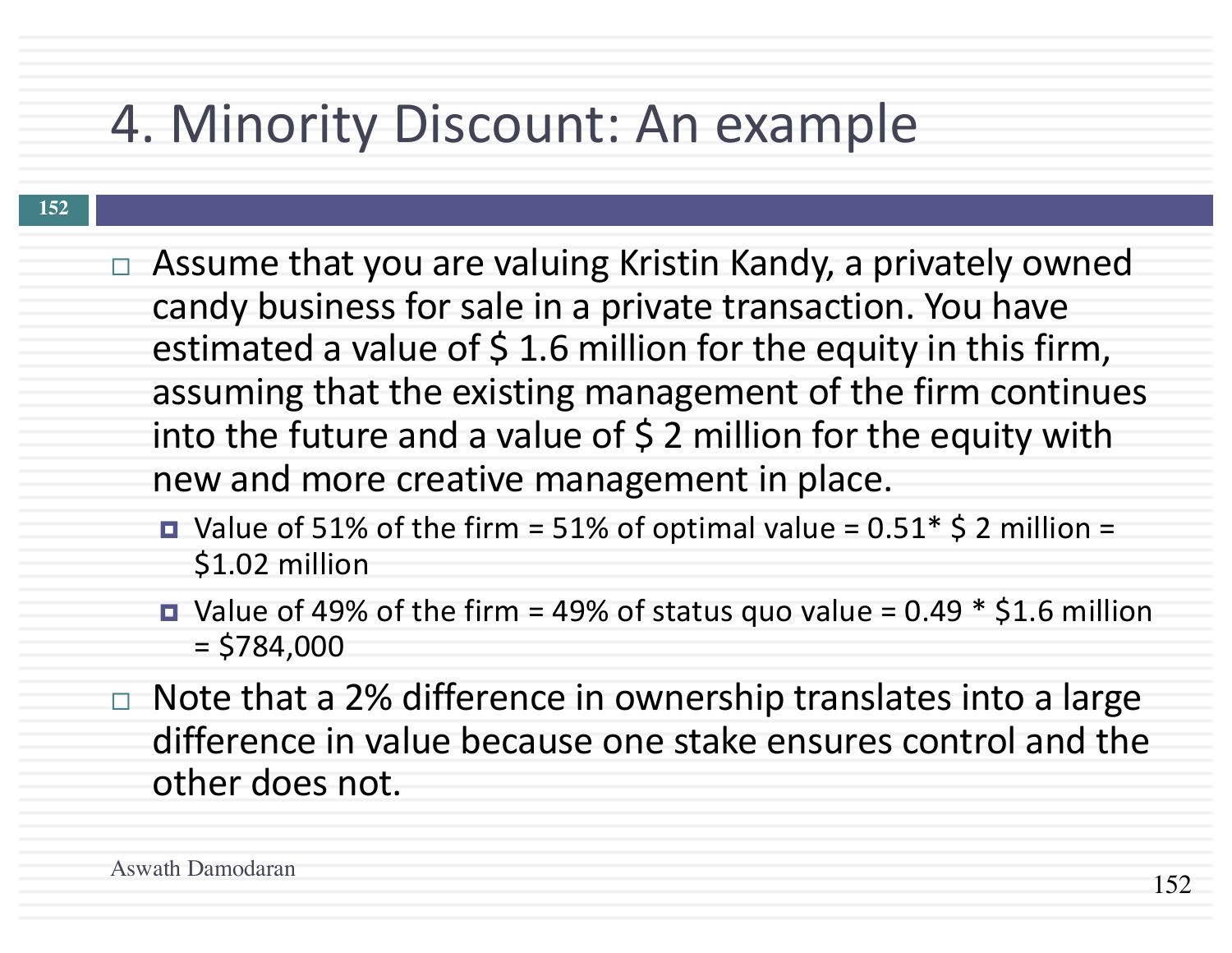# 4. Minority Discount: An example

- Assume that you are valuing Kristin Kandy, a privately owned candy business for sale in a private transaction. You have estimated a value of $ 1.6 million for the equity in this firm, assuming that the existing management of the firm continues into the future and a value of $ 2 million for the equity with new and more creative management in place.
  - Value of 51% of the firm = 51% of optimal value = 0.51* $ 2 million = $1.02 million
  - Value of 49% of the firm = 49% of status quo value = 0.49 * $1.6 million = $784,000
- Note that a 2% difference in ownership translates into a large difference in value because one stake ensures control and the other does not.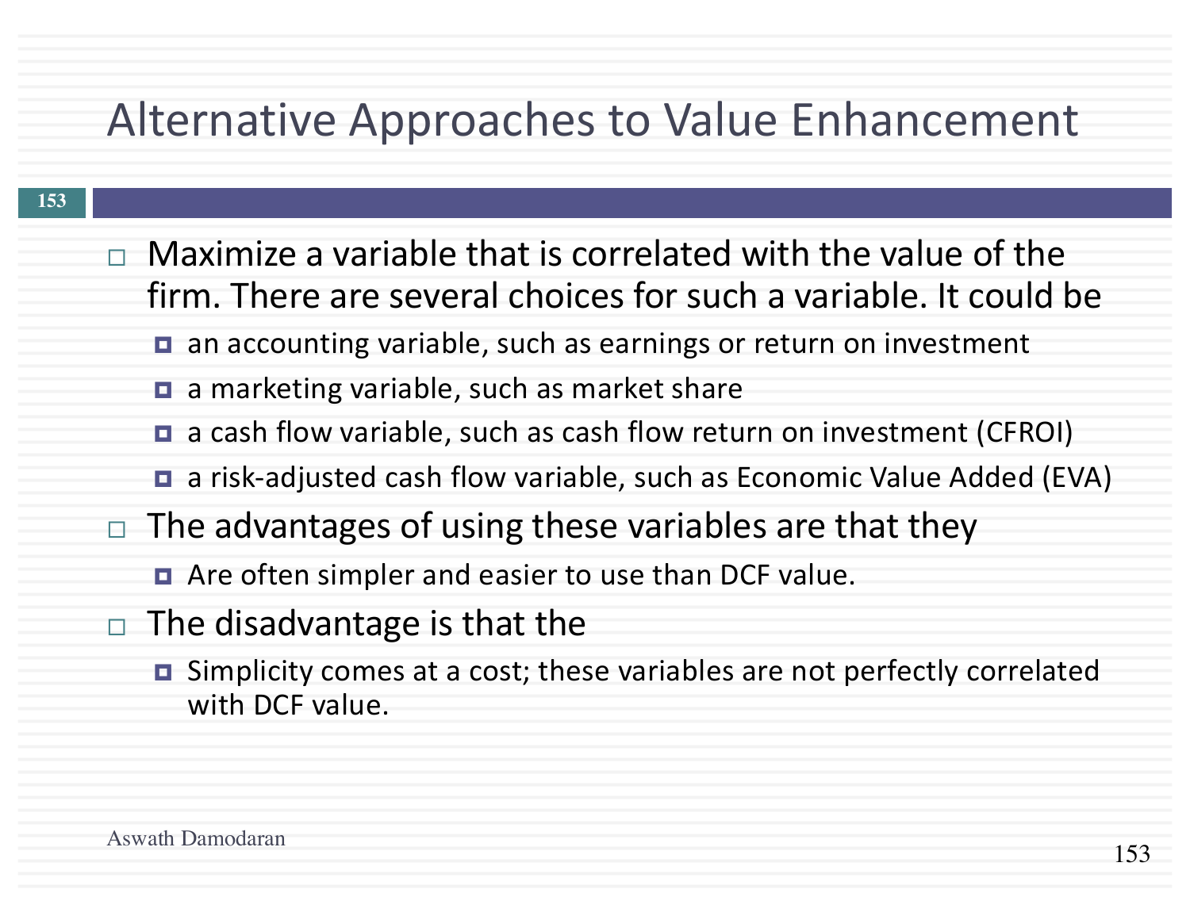# Alternative Approaches to Value Enhancement

- Maximize a variable that is correlated with the value of the firm. There are several choices for such a variable. It could be
  - an accounting variable, such as earnings or return on investment
  - a marketing variable, such as market share
  - a cash flow variable, such as cash flow return on investment (CFROI)
  - a risk-adjusted cash flow variable, such as Economic Value Added (EVA)
- The advantages of using these variables are that they
  - Are often simpler and easier to use than DCF value.
- The disadvantage is that the
  - Simplicity comes at a cost; these variables are not perfectly correlated with DCF value.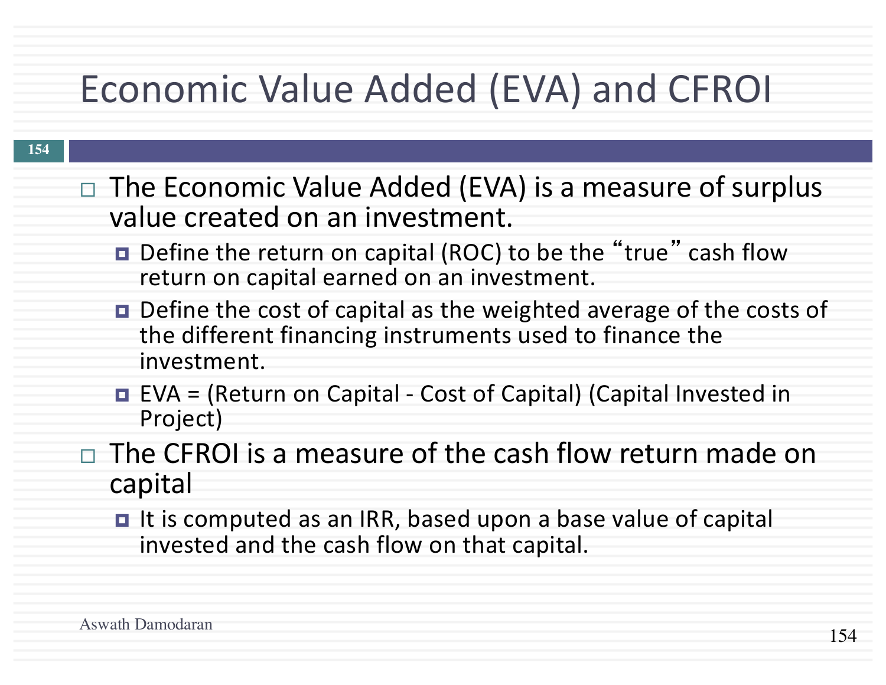# Economic Value Added (EVA) and CFROI

- The Economic Value Added (EVA) is a measure of surplus value created on an investment.
  - Define the return on capital (ROC) to be the "true" cash flow return on capital earned on an investment.
  - Define the cost of capital as the weighted average of the costs of the different financing instruments used to finance the investment.
  - EVA = (Return on Capital - Cost of Capital) (Capital Invested in Project)
- The CFROI is a measure of the cash flow return made on capital
  - It is computed as an IRR, based upon a base value of capital invested and the cash flow on that capital.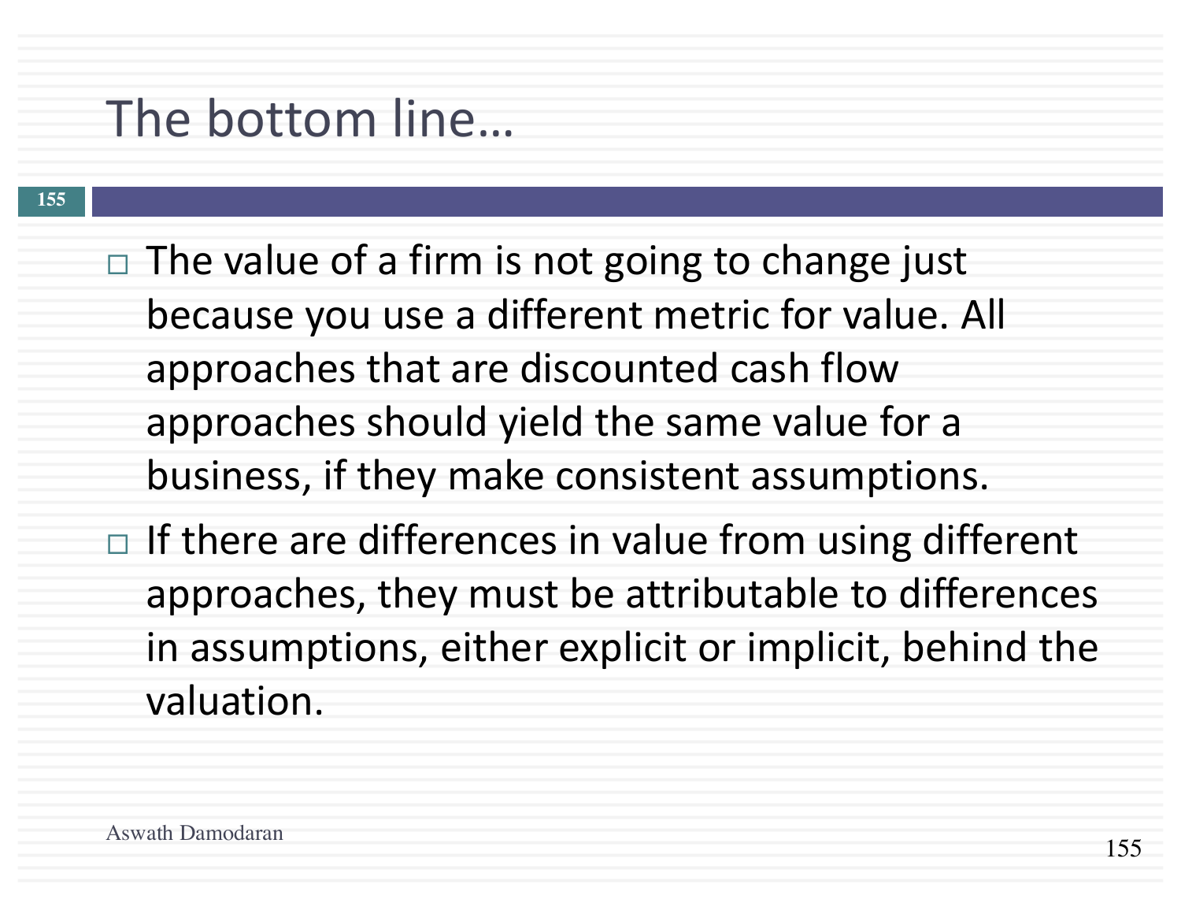# The bottom line…

- The value of a firm is not going to change just because you use a different metric for value. All approaches that are discounted cash flow approaches should yield the same value for a business, if they make consistent assumptions.
- If there are differences in value from using different approaches, they must be attributable to differences in assumptions, either explicit or implicit, behind the valuation.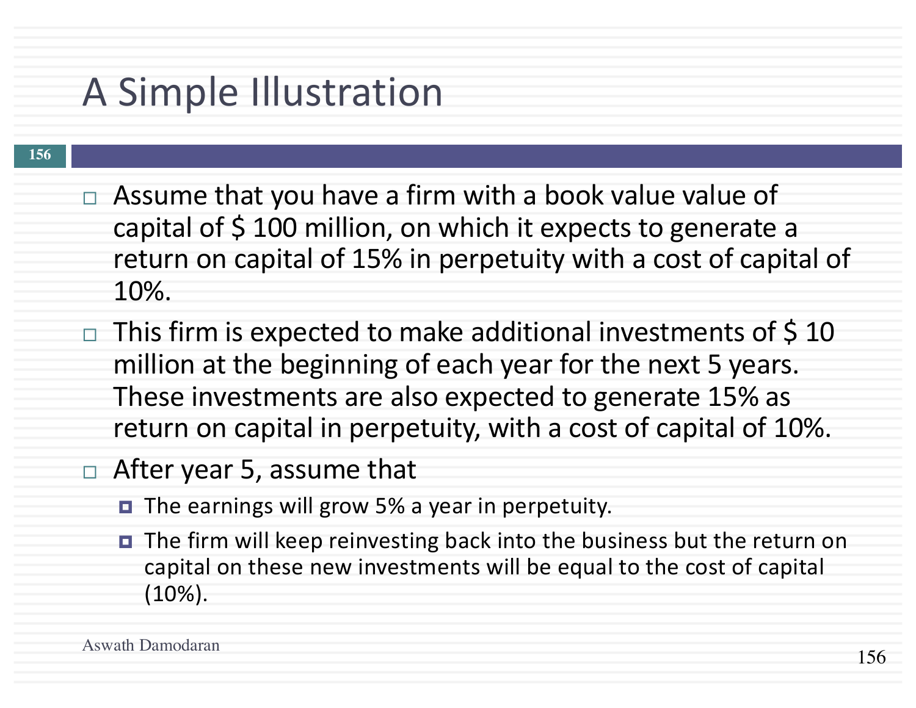# A Simple Illustration

- Assume that you have a firm with a book value value of capital of $ 100 million, on which it expects to generate a return on capital of 15% in perpetuity with a cost of capital of 10%.
- This firm is expected to make additional investments of $ 10 million at the beginning of each year for the next 5 years. These investments are also expected to generate 15% as return on capital in perpetuity, with a cost of capital of 10%.
- After year 5, assume that
  - The earnings will grow 5% a year in perpetuity.
  - The firm will keep reinvesting back into the business but the return on capital on these new investments will be equal to the cost of capital (10%).

Aswath Damodaran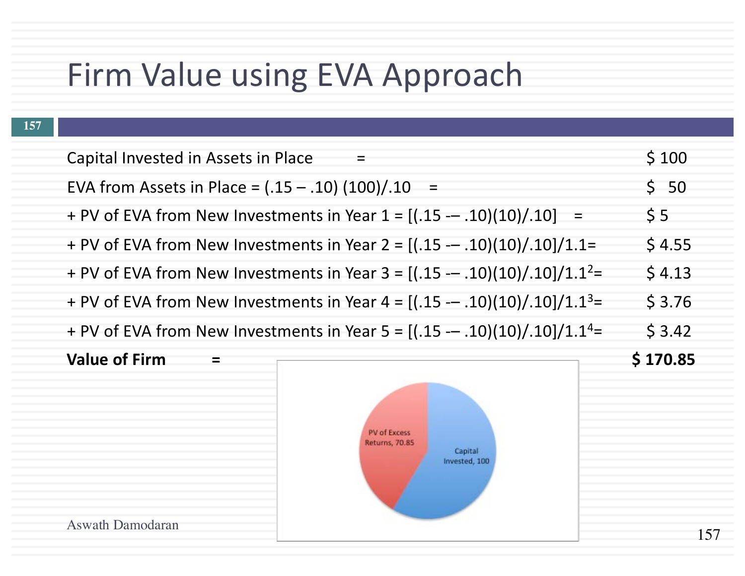# Firm Value using EVA Approach

| | |
|---|---|
| Capital Invested in Assets in Place = | $ 100 |
| EVA from Assets in Place = (.15 – .10) (100)/.10 = | $ 50 |
| + PV of EVA from New Investments in Year 1 = [(.15 -– .10)(10)/.10] = | $ 5 |
| + PV of EVA from New Investments in Year 2 = [(.15 -– .10)(10)/.10]/1.1= | $ 4.55 |
| + PV of EVA from New Investments in Year 3 = [(.15 -– .10)(10)/.10]/$1.1^2$= | $ 4.13 |
| + PV of EVA from New Investments in Year 4 = [(.15 -– .10)(10)/.10]/$1.1^3$= | $ 3.76 |
| + PV of EVA from New Investments in Year 5 = [(.15 -– .10)(10)/.10]/$1.1^4$= | $ 3.42 |
| **Value of Firm =** | **$ 170.85** |

PV of Excess Returns, 70.85

Capital Invested, 100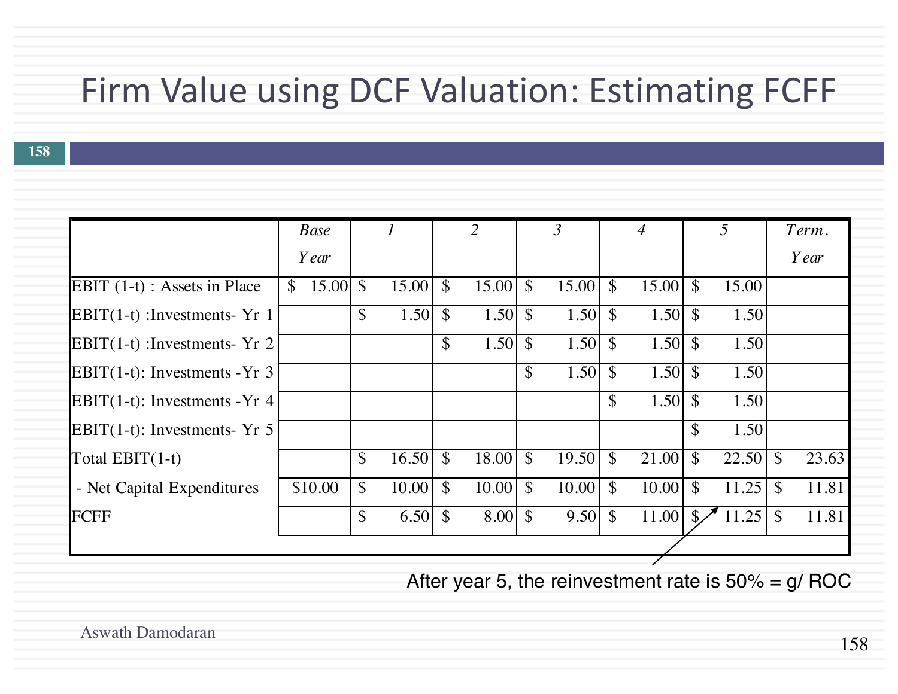# Firm Value using DCF Valuation: Estimating FCFF

| | Base Year | 1 | 2 | 3 | 4 | 5 | Term. Year |
|---|---|---|---|---|---|---|---|
| EBIT (1-t) : Assets in Place | $ 15.00 | $ 15.00 | $ 15.00 | $ 15.00 | $ 15.00 | $ 15.00 | |
| EBIT(1-t) :Investments- Yr 1 | | $ 1.50 | $ 1.50 | $ 1.50 | $ 1.50 | $ 1.50 | |
| EBIT(1-t) :Investments- Yr 2 | | | $ 1.50 | $ 1.50 | $ 1.50 | $ 1.50 | |
| EBIT(1-t): Investments -Yr 3 | | | | $ 1.50 | $ 1.50 | $ 1.50 | |
| EBIT(1-t): Investments -Yr 4 | | | | | $ 1.50 | $ 1.50 | |
| EBIT(1-t): Investments- Yr 5 | | | | | | $ 1.50 | |
| Total EBIT(1-t) | | $ 16.50 | $ 18.00 | $ 19.50 | $ 21.00 | $ 22.50 | $ 23.63 |
| - Net Capital Expenditures | $10.00 | $ 10.00 | $ 10.00 | $ 10.00 | $ 10.00 | $ 11.25 | $ 11.81 |
| FCFF | | $ 6.50 | $ 8.00 | $ 9.50 | $ 11.00 | $ 11.25 | $ 11.81 |

After year 5, the reinvestment rate is 50% = g/ ROC

Aswath Damodaran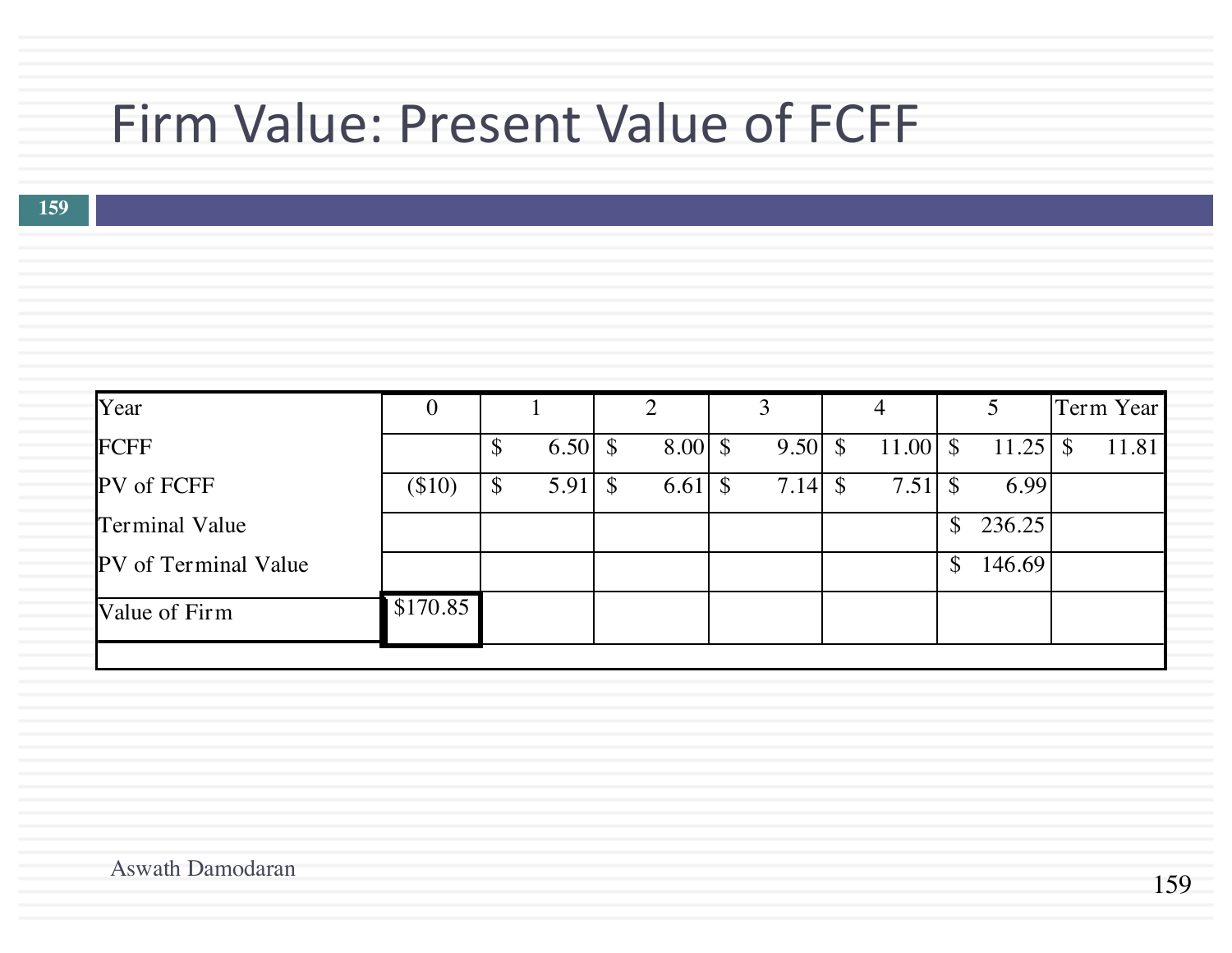# Firm Value: Present Value of FCFF

| Year | 0 | 1 | 2 | 3 | 4 | 5 | Term Year |
|---|---|---|---|---|---|---|---|
| FCFF | | $ 6.50 | $ 8.00 | $ 9.50 | $ 11.00 | $ 11.25 | $ 11.81 |
| PV of FCFF | ($10) | $ 5.91 | $ 6.61 | $ 7.14 | $ 7.51 | $ 6.99 | |
| Terminal Value | | | | | | $ 236.25 | |
| PV of Terminal Value | | | | | | $ 146.69 | |
| Value of Firm | $170.85 | | | | | | |

Aswath Damodaran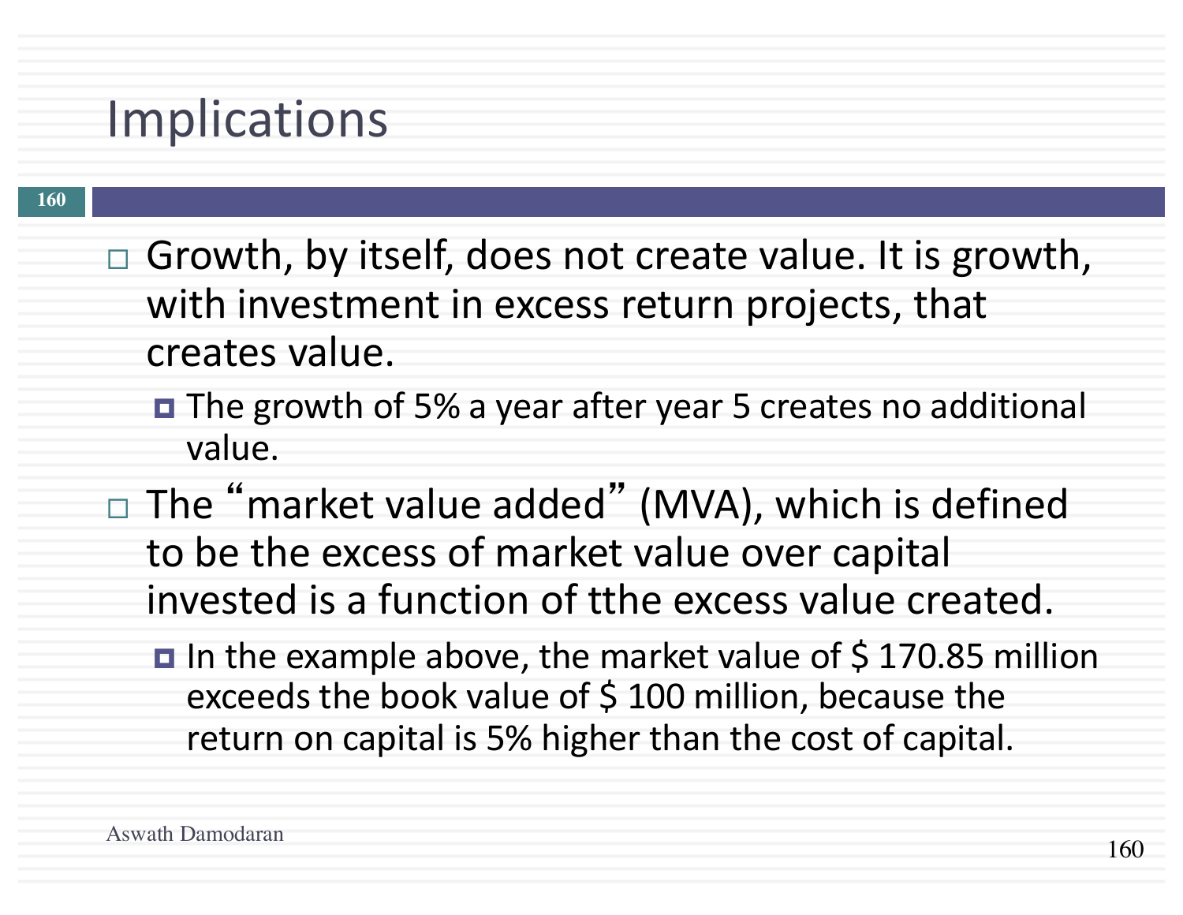# Implications

- Growth, by itself, does not create value. It is growth, with investment in excess return projects, that creates value.
  - The growth of 5% a year after year 5 creates no additional value.
- The "market value added" (MVA), which is defined to be the excess of market value over capital invested is a function of tthe excess value created.
  - In the example above, the market value of $ 170.85 million exceeds the book value of $ 100 million, because the return on capital is 5% higher than the cost of capital.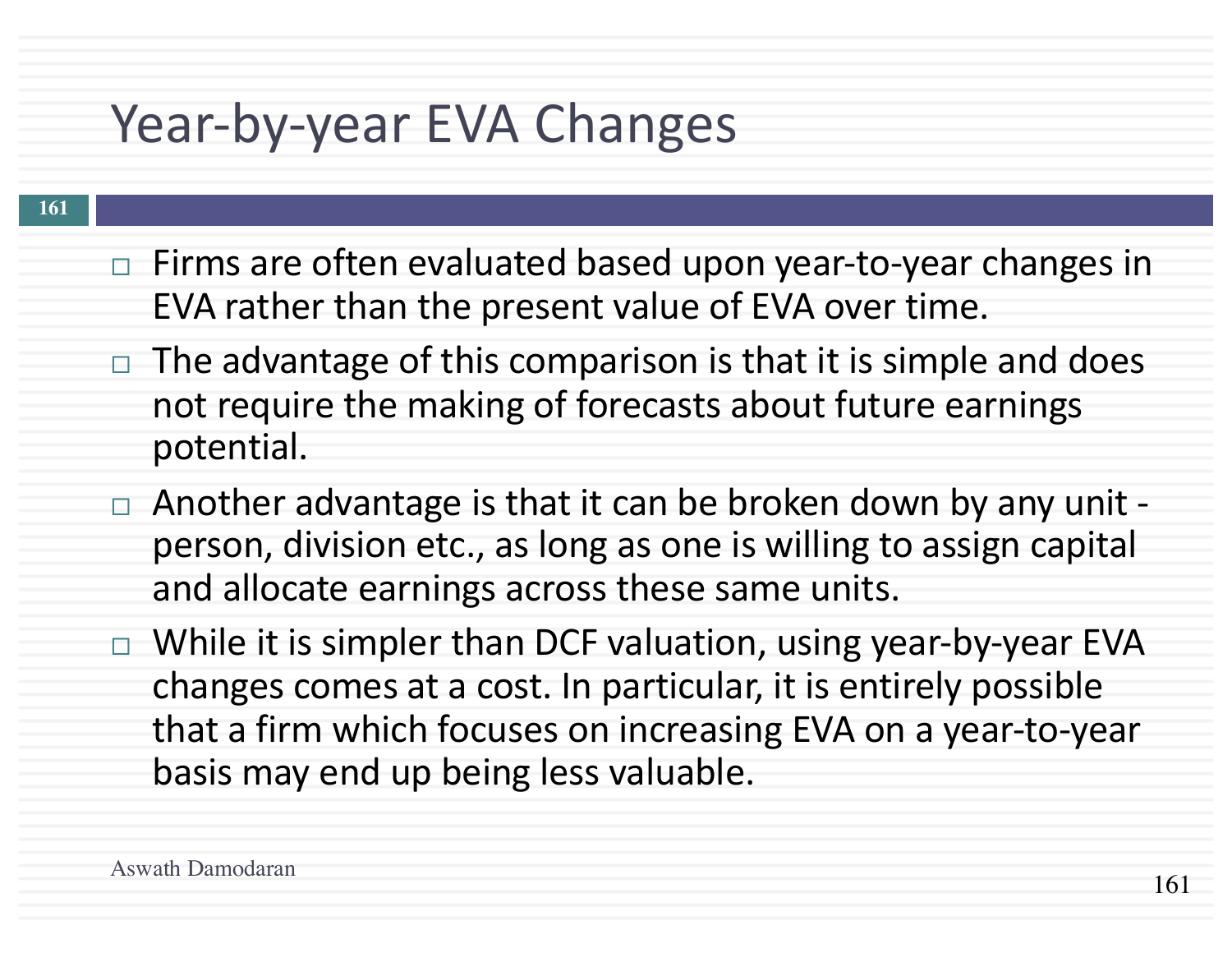# Year-by-year EVA Changes

- Firms are often evaluated based upon year-to-year changes in EVA rather than the present value of EVA over time.
- The advantage of this comparison is that it is simple and does not require the making of forecasts about future earnings potential.
- Another advantage is that it can be broken down by any unit - person, division etc., as long as one is willing to assign capital and allocate earnings across these same units.
- While it is simpler than DCF valuation, using year-by-year EVA changes comes at a cost. In particular, it is entirely possible that a firm which focuses on increasing EVA on a year-to-year basis may end up being less valuable.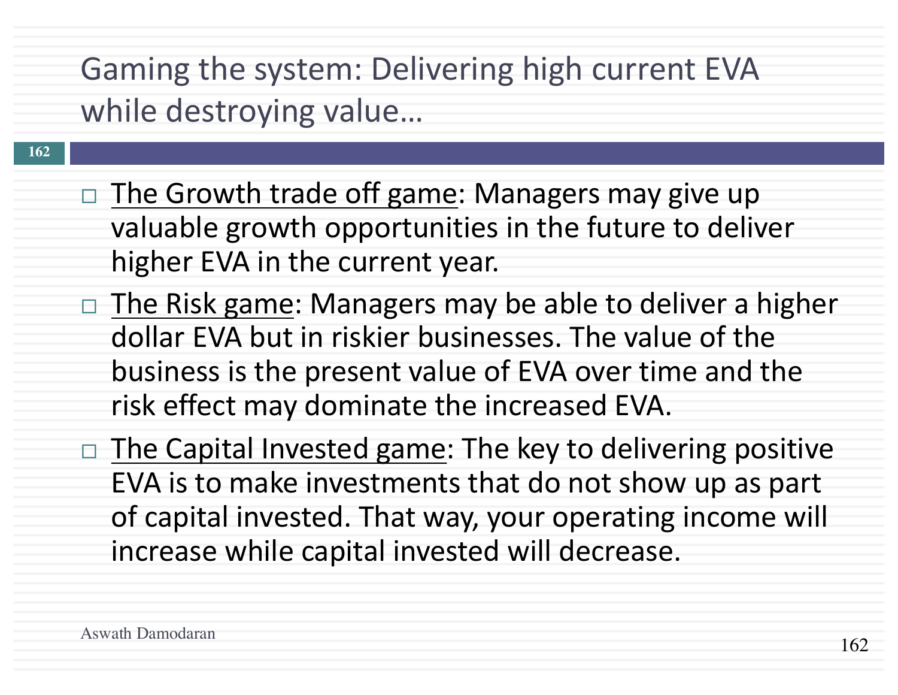# Gaming the system: Delivering high current EVA while destroying value…

- The Growth trade off game: Managers may give up valuable growth opportunities in the future to deliver higher EVA in the current year.
- The Risk game: Managers may be able to deliver a higher dollar EVA but in riskier businesses. The value of the business is the present value of EVA over time and the risk effect may dominate the increased EVA.
- The Capital Invested game: The key to delivering positive EVA is to make investments that do not show up as part of capital invested. That way, your operating income will increase while capital invested will decrease.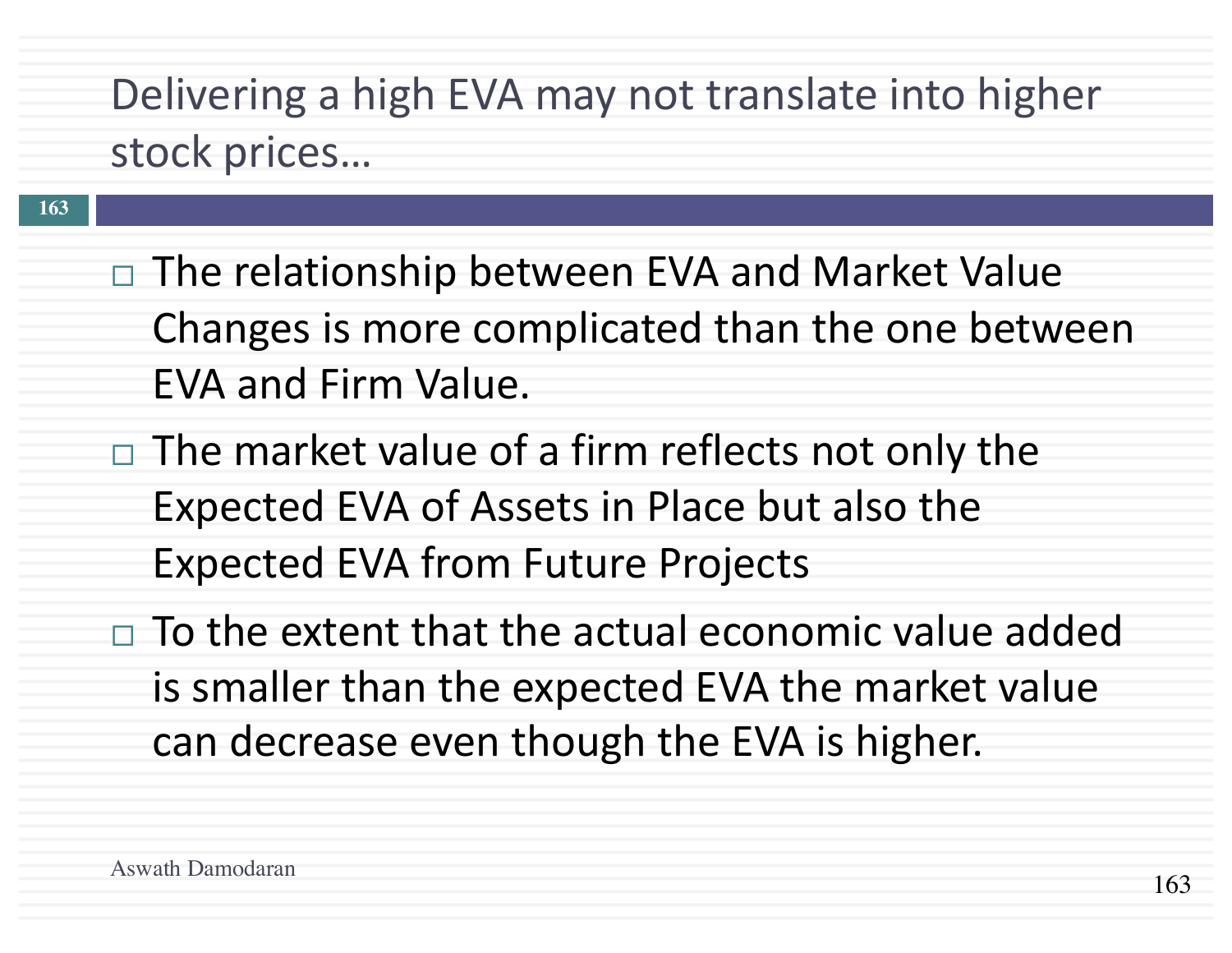# Delivering a high EVA may not translate into higher stock prices…

- The relationship between EVA and Market Value Changes is more complicated than the one between EVA and Firm Value.
- The market value of a firm reflects not only the Expected EVA of Assets in Place but also the Expected EVA from Future Projects
- To the extent that the actual economic value added is smaller than the expected EVA the market value can decrease even though the EVA is higher.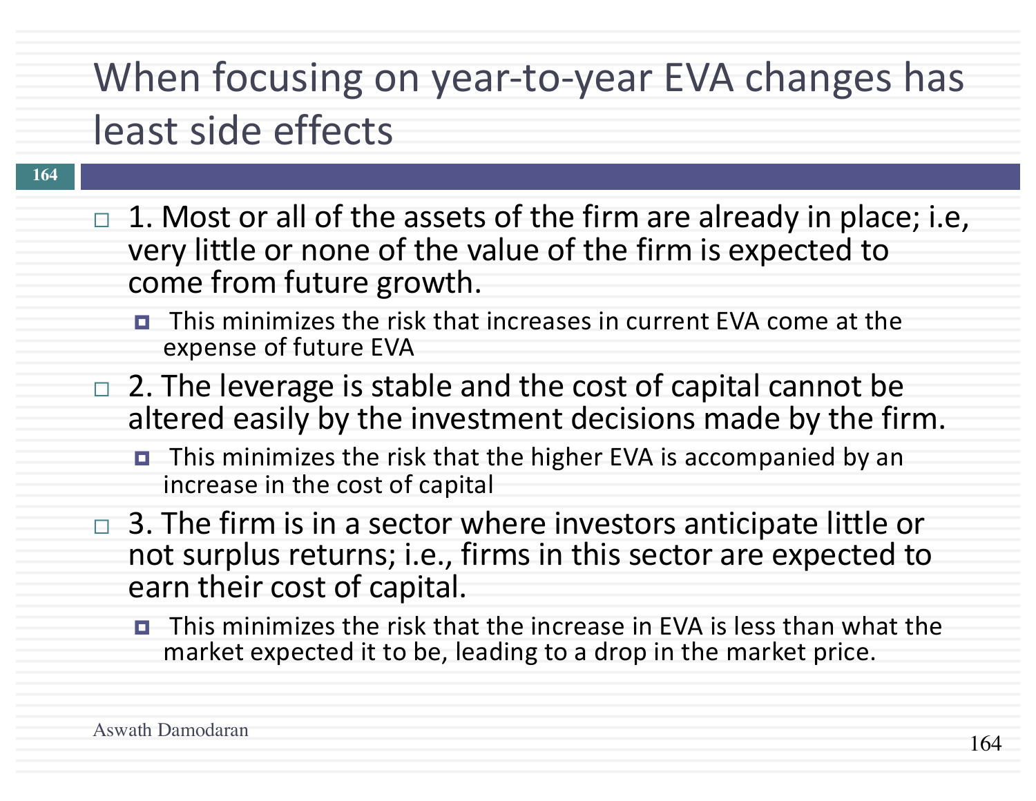# When focusing on year-to-year EVA changes has least side effects

- 1. Most or all of the assets of the firm are already in place; i.e, very little or none of the value of the firm is expected to come from future growth.
  - This minimizes the risk that increases in current EVA come at the expense of future EVA
- 2. The leverage is stable and the cost of capital cannot be altered easily by the investment decisions made by the firm.
  - This minimizes the risk that the higher EVA is accompanied by an increase in the cost of capital
- 3. The firm is in a sector where investors anticipate little or not surplus returns; i.e., firms in this sector are expected to earn their cost of capital.
  - This minimizes the risk that the increase in EVA is less than what the market expected it to be, leading to a drop in the market price.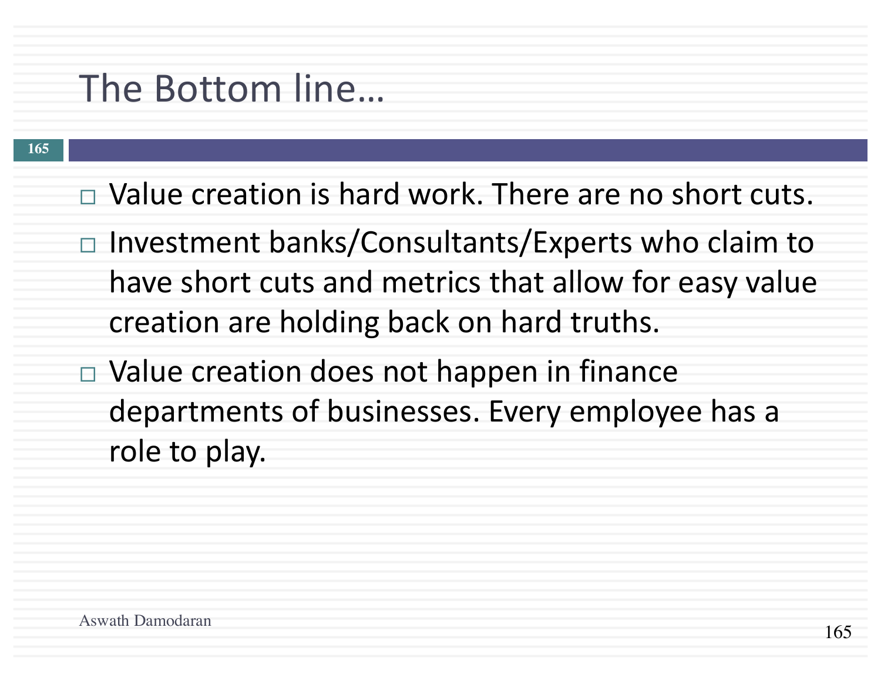# The Bottom line…

- Value creation is hard work. There are no short cuts.
- Investment banks/Consultants/Experts who claim to have short cuts and metrics that allow for easy value creation are holding back on hard truths.
- Value creation does not happen in finance departments of businesses. Every employee has a role to play.